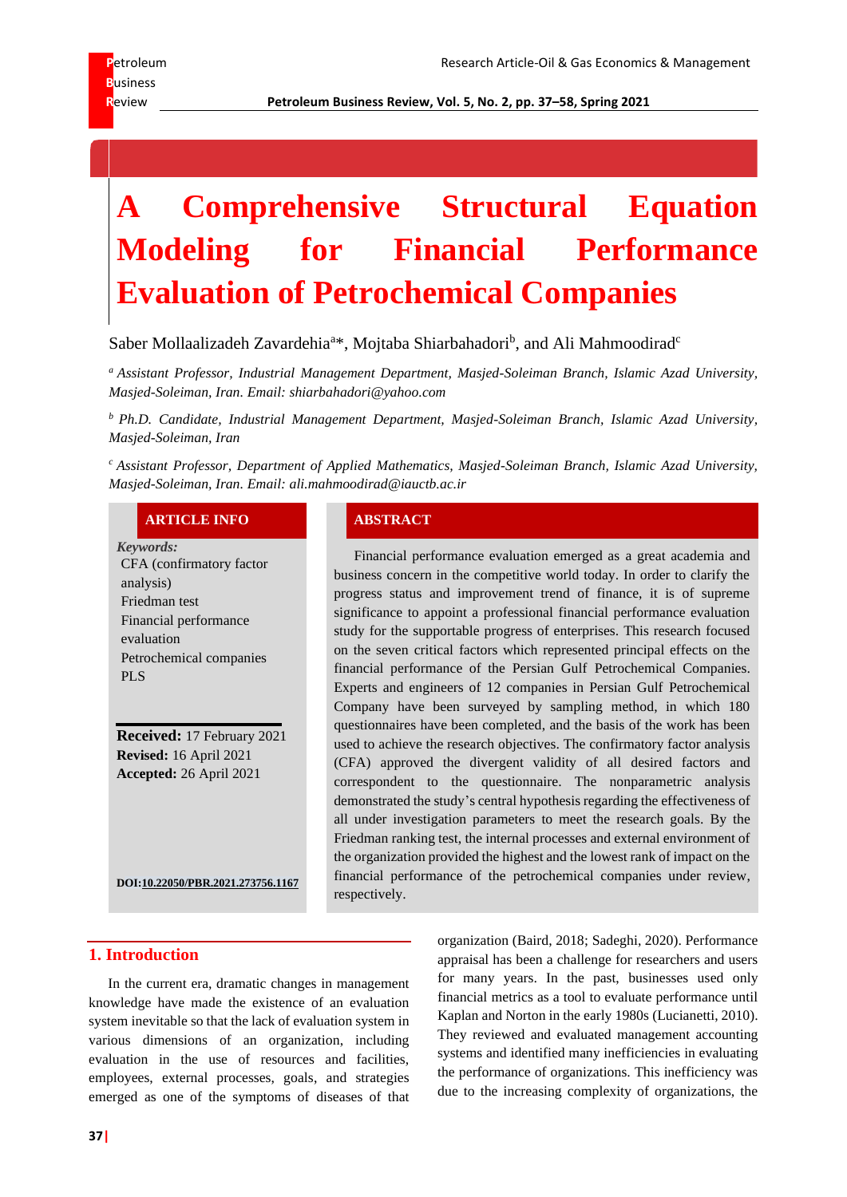# A Comprehensive Structural Equation Modeling for Financial Performance Evaluation of Petrochemical Companies

Saber Mollaalizadeh Zavardehia[a]*, Mojtaba Shiarbahadori[b], and Ali Mahmoodirad[c]

[a] *Assistant Professor, Industrial Management Department, Masjed-Soleiman Branch, Islamic Azad University, Masjed-Soleiman, Iran. Email: shiarbahadori@yahoo.com*

[b] *Ph.D. Candidate, Industrial Management Department, Masjed-Soleiman Branch, Islamic Azad University, Masjed-Soleiman, Iran*

[c] *Assistant Professor, Department of Applied Mathematics, Masjed-Soleiman Branch, Islamic Azad University, Masjed-Soleiman, Iran. Email: ali.mahmoodirad@iauctb.ac.ir*

## ARTICLE INFO

*Keywords:*

CFA (confirmatory factor analysis)
Friedman test
Financial performance evaluation
Petrochemical companies
PLS

**Received:** 17 February 2021
**Revised:** 16 April 2021
**Accepted:** 26 April 2021

**DOI:10.22050/PBR.2021.273756.1167**

## ABSTRACT

Financial performance evaluation emerged as a great academia and business concern in the competitive world today. In order to clarify the progress status and improvement trend of finance, it is of supreme significance to appoint a professional financial performance evaluation study for the supportable progress of enterprises. This research focused on the seven critical factors which represented principal effects on the financial performance of the Persian Gulf Petrochemical Companies. Experts and engineers of 12 companies in Persian Gulf Petrochemical Company have been surveyed by sampling method, in which 180 questionnaires have been completed, and the basis of the work has been used to achieve the research objectives. The confirmatory factor analysis (CFA) approved the divergent validity of all desired factors and correspondent to the questionnaire. The nonparametric analysis demonstrated the study's central hypothesis regarding the effectiveness of all under investigation parameters to meet the research goals. By the Friedman ranking test, the internal processes and external environment of the organization provided the highest and the lowest rank of impact on the financial performance of the petrochemical companies under review, respectively.

## 1. Introduction

In the current era, dramatic changes in management knowledge have made the existence of an evaluation system inevitable so that the lack of evaluation system in various dimensions of an organization, including evaluation in the use of resources and facilities, employees, external processes, goals, and strategies emerged as one of the symptoms of diseases of that organization (Baird, 2018; Sadeghi, 2020). Performance appraisal has been a challenge for researchers and users for many years. In the past, businesses used only financial metrics as a tool to evaluate performance until Kaplan and Norton in the early 1980s (Lucianetti, 2010). They reviewed and evaluated management accounting systems and identified many inefficiencies in evaluating the performance of organizations. This inefficiency was due to the increasing complexity of organizations, the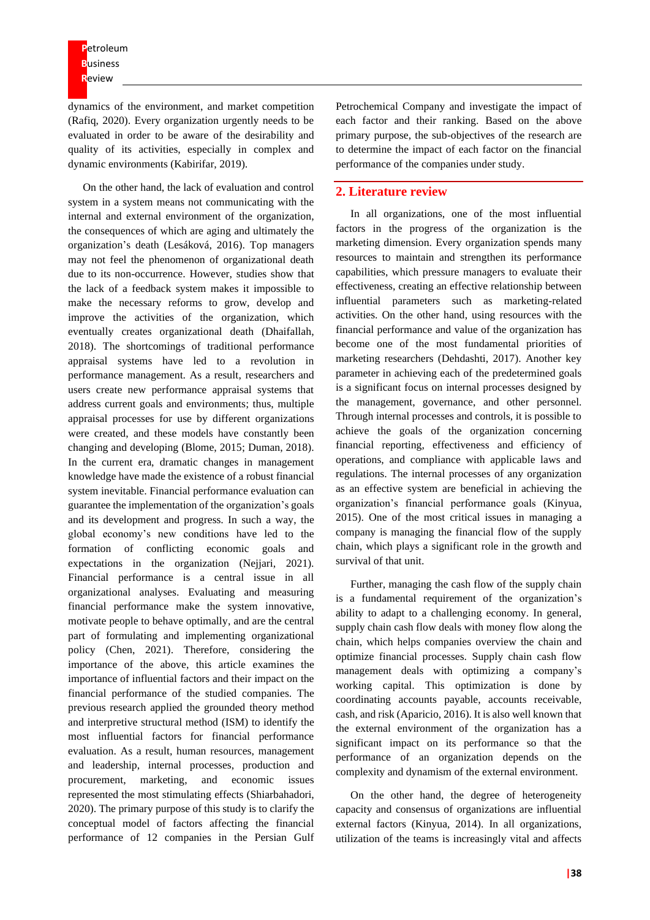dynamics of the environment, and market competition (Rafiq, 2020). Every organization urgently needs to be evaluated in order to be aware of the desirability and quality of its activities, especially in complex and dynamic environments (Kabirifar, 2019).

On the other hand, the lack of evaluation and control system in a system means not communicating with the internal and external environment of the organization, the consequences of which are aging and ultimately the organization's death (Lesáková, 2016). Top managers may not feel the phenomenon of organizational death due to its non-occurrence. However, studies show that the lack of a feedback system makes it impossible to make the necessary reforms to grow, develop and improve the activities of the organization, which eventually creates organizational death (Dhaifallah, 2018). The shortcomings of traditional performance appraisal systems have led to a revolution in performance management. As a result, researchers and users create new performance appraisal systems that address current goals and environments; thus, multiple appraisal processes for use by different organizations were created, and these models have constantly been changing and developing (Blome, 2015; Duman, 2018). In the current era, dramatic changes in management knowledge have made the existence of a robust financial system inevitable. Financial performance evaluation can guarantee the implementation of the organization's goals and its development and progress. In such a way, the global economy's new conditions have led to the formation of conflicting economic goals and expectations in the organization (Nejjari, 2021). Financial performance is a central issue in all organizational analyses. Evaluating and measuring financial performance make the system innovative, motivate people to behave optimally, and are the central part of formulating and implementing organizational policy (Chen, 2021). Therefore, considering the importance of the above, this article examines the importance of influential factors and their impact on the financial performance of the studied companies. The previous research applied the grounded theory method and interpretive structural method (ISM) to identify the most influential factors for financial performance evaluation. As a result, human resources, management and leadership, internal processes, production and procurement, marketing, and economic issues represented the most stimulating effects (Shiarbahadori, 2020). The primary purpose of this study is to clarify the conceptual model of factors affecting the financial performance of 12 companies in the Persian Gulf Petrochemical Company and investigate the impact of each factor and their ranking. Based on the above primary purpose, the sub-objectives of the research are to determine the impact of each factor on the financial performance of the companies under study.

## 2. Literature review

In all organizations, one of the most influential factors in the progress of the organization is the marketing dimension. Every organization spends many resources to maintain and strengthen its performance capabilities, which pressure managers to evaluate their effectiveness, creating an effective relationship between influential parameters such as marketing-related activities. On the other hand, using resources with the financial performance and value of the organization has become one of the most fundamental priorities of marketing researchers (Dehdashti, 2017). Another key parameter in achieving each of the predetermined goals is a significant focus on internal processes designed by the management, governance, and other personnel. Through internal processes and controls, it is possible to achieve the goals of the organization concerning financial reporting, effectiveness and efficiency of operations, and compliance with applicable laws and regulations. The internal processes of any organization as an effective system are beneficial in achieving the organization's financial performance goals (Kinyua, 2015). One of the most critical issues in managing a company is managing the financial flow of the supply chain, which plays a significant role in the growth and survival of that unit.

Further, managing the cash flow of the supply chain is a fundamental requirement of the organization's ability to adapt to a challenging economy. In general, supply chain cash flow deals with money flow along the chain, which helps companies overview the chain and optimize financial processes. Supply chain cash flow management deals with optimizing a company's working capital. This optimization is done by coordinating accounts payable, accounts receivable, cash, and risk (Aparicio, 2016). It is also well known that the external environment of the organization has a significant impact on its performance so that the performance of an organization depends on the complexity and dynamism of the external environment.

On the other hand, the degree of heterogeneity capacity and consensus of organizations are influential external factors (Kinyua, 2014). In all organizations, utilization of the teams is increasingly vital and affects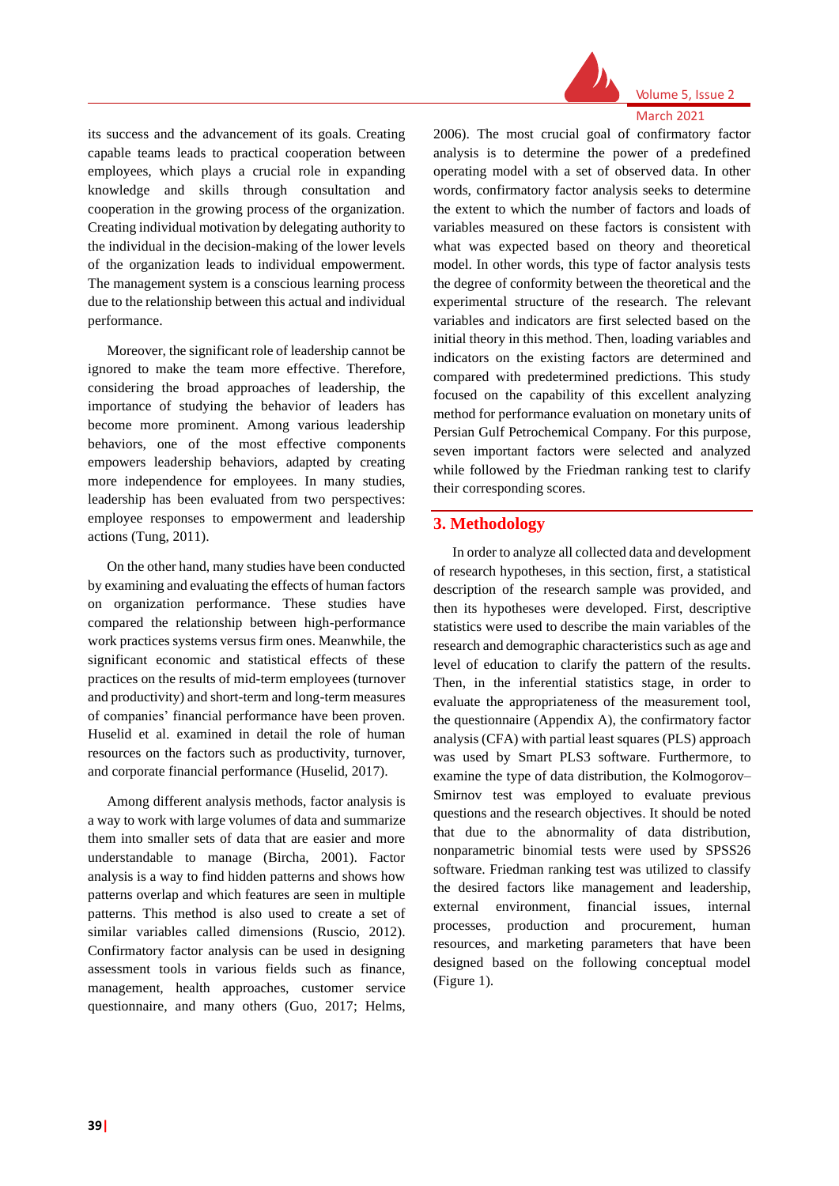its success and the advancement of its goals. Creating capable teams leads to practical cooperation between employees, which plays a crucial role in expanding knowledge and skills through consultation and cooperation in the growing process of the organization. Creating individual motivation by delegating authority to the individual in the decision-making of the lower levels of the organization leads to individual empowerment. The management system is a conscious learning process due to the relationship between this actual and individual performance.

Moreover, the significant role of leadership cannot be ignored to make the team more effective. Therefore, considering the broad approaches of leadership, the importance of studying the behavior of leaders has become more prominent. Among various leadership behaviors, one of the most effective components empowers leadership behaviors, adapted by creating more independence for employees. In many studies, leadership has been evaluated from two perspectives: employee responses to empowerment and leadership actions (Tung, 2011).

On the other hand, many studies have been conducted by examining and evaluating the effects of human factors on organization performance. These studies have compared the relationship between high-performance work practices systems versus firm ones. Meanwhile, the significant economic and statistical effects of these practices on the results of mid-term employees (turnover and productivity) and short-term and long-term measures of companies' financial performance have been proven. Huselid et al. examined in detail the role of human resources on the factors such as productivity, turnover, and corporate financial performance (Huselid, 2017).

Among different analysis methods, factor analysis is a way to work with large volumes of data and summarize them into smaller sets of data that are easier and more understandable to manage (Bircha, 2001). Factor analysis is a way to find hidden patterns and shows how patterns overlap and which features are seen in multiple patterns. This method is also used to create a set of similar variables called dimensions (Ruscio, 2012). Confirmatory factor analysis can be used in designing assessment tools in various fields such as finance, management, health approaches, customer service questionnaire, and many others (Guo, 2017; Helms, 2006). The most crucial goal of confirmatory factor analysis is to determine the power of a predefined operating model with a set of observed data. In other words, confirmatory factor analysis seeks to determine the extent to which the number of factors and loads of variables measured on these factors is consistent with what was expected based on theory and theoretical model. In other words, this type of factor analysis tests the degree of conformity between the theoretical and the experimental structure of the research. The relevant variables and indicators are first selected based on the initial theory in this method. Then, loading variables and indicators on the existing factors are determined and compared with predetermined predictions. This study focused on the capability of this excellent analyzing method for performance evaluation on monetary units of Persian Gulf Petrochemical Company. For this purpose, seven important factors were selected and analyzed while followed by the Friedman ranking test to clarify their corresponding scores.

## 3. Methodology

In order to analyze all collected data and development of research hypotheses, in this section, first, a statistical description of the research sample was provided, and then its hypotheses were developed. First, descriptive statistics were used to describe the main variables of the research and demographic characteristics such as age and level of education to clarify the pattern of the results. Then, in the inferential statistics stage, in order to evaluate the appropriateness of the measurement tool, the questionnaire (Appendix A), the confirmatory factor analysis (CFA) with partial least squares (PLS) approach was used by Smart PLS3 software. Furthermore, to examine the type of data distribution, the Kolmogorov–Smirnov test was employed to evaluate previous questions and the research objectives. It should be noted that due to the abnormality of data distribution, nonparametric binomial tests were used by SPSS26 software. Friedman ranking test was utilized to classify the desired factors like management and leadership, external environment, financial issues, internal processes, production and procurement, human resources, and marketing parameters that have been designed based on the following conceptual model (Figure 1).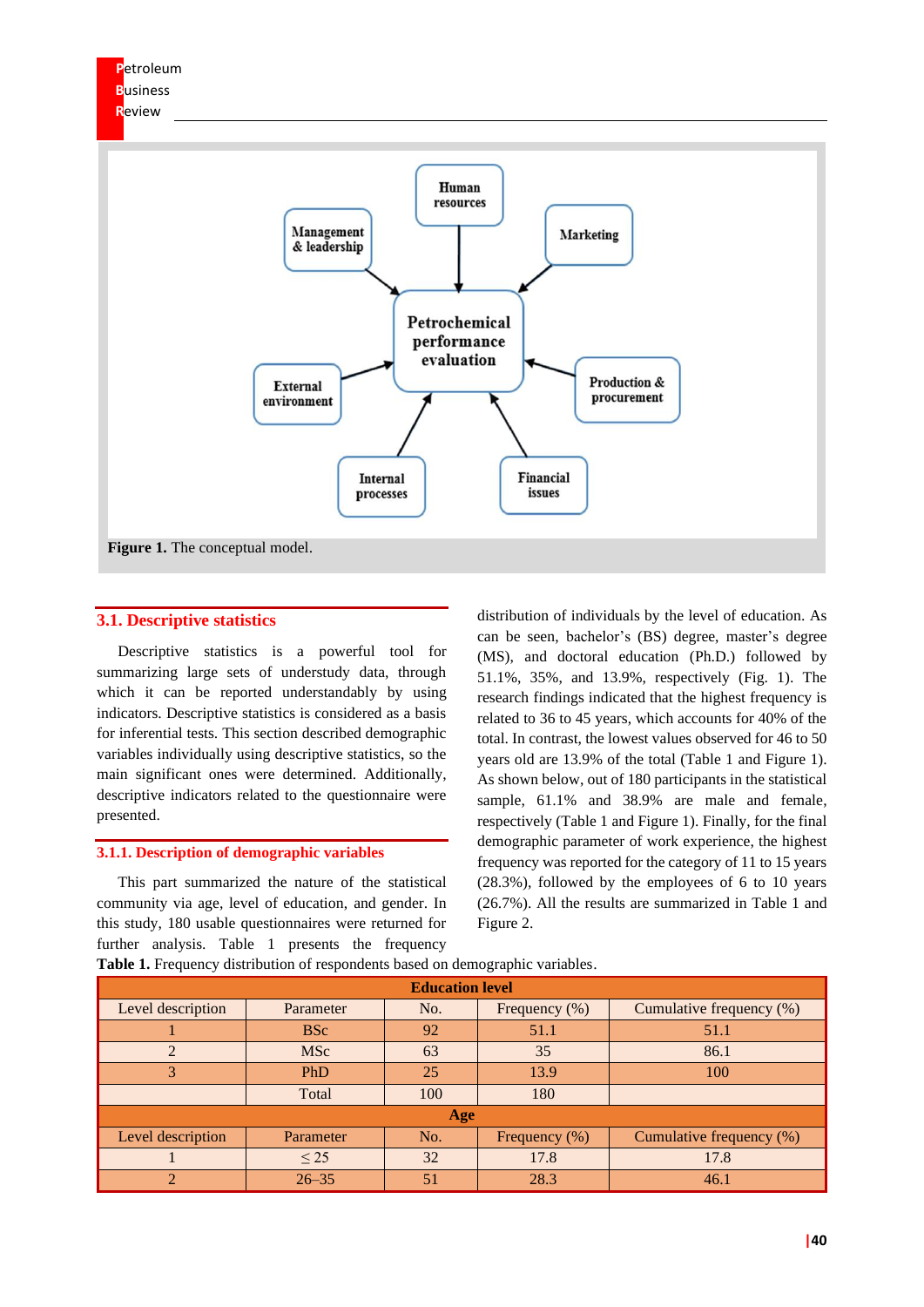Figure 1. The conceptual model.

## 3.1. Descriptive statistics

Descriptive statistics is a powerful tool for summarizing large sets of understudy data, through which it can be reported understandably by using indicators. Descriptive statistics is considered as a basis for inferential tests. This section described demographic variables individually using descriptive statistics, so the main significant ones were determined. Additionally, descriptive indicators related to the questionnaire were presented.

### 3.1.1. Description of demographic variables

This part summarized the nature of the statistical community via age, level of education, and gender. In this study, 180 usable questionnaires were returned for further analysis. Table 1 presents the frequency distribution of individuals by the level of education. As can be seen, bachelor's (BS) degree, master's degree (MS), and doctoral education (Ph.D.) followed by 51.1%, 35%, and 13.9%, respectively (Fig. 1). The research findings indicated that the highest frequency is related to 36 to 45 years, which accounts for 40% of the total. In contrast, the lowest values observed for 46 to 50 years old are 13.9% of the total (Table 1 and Figure 1). As shown below, out of 180 participants in the statistical sample, 61.1% and 38.9% are male and female, respectively (Table 1 and Figure 1). Finally, for the final demographic parameter of work experience, the highest frequency was reported for the category of 11 to 15 years (28.3%), followed by the employees of 6 to 10 years (26.7%). All the results are summarized in Table 1 and Figure 2.

**Table 1.** Frequency distribution of respondents based on demographic variables.

| **Education level** | | | | |
|---|---|---|---|---|
| Level description | Parameter | No. | Frequency (%) | Cumulative frequency (%) |
| 1 | BSc | 92 | 51.1 | 51.1 |
| 2 | MSc | 63 | 35 | 86.1 |
| 3 | PhD | 25 | 13.9 | 100 |
| | Total | 100 | 180 | |
| **Age** | | | | |
| Level description | Parameter | No. | Frequency (%) | Cumulative frequency (%) |
| 1 | ≤ 25 | 32 | 17.8 | 17.8 |
| 2 | 26–35 | 51 | 28.3 | 46.1 |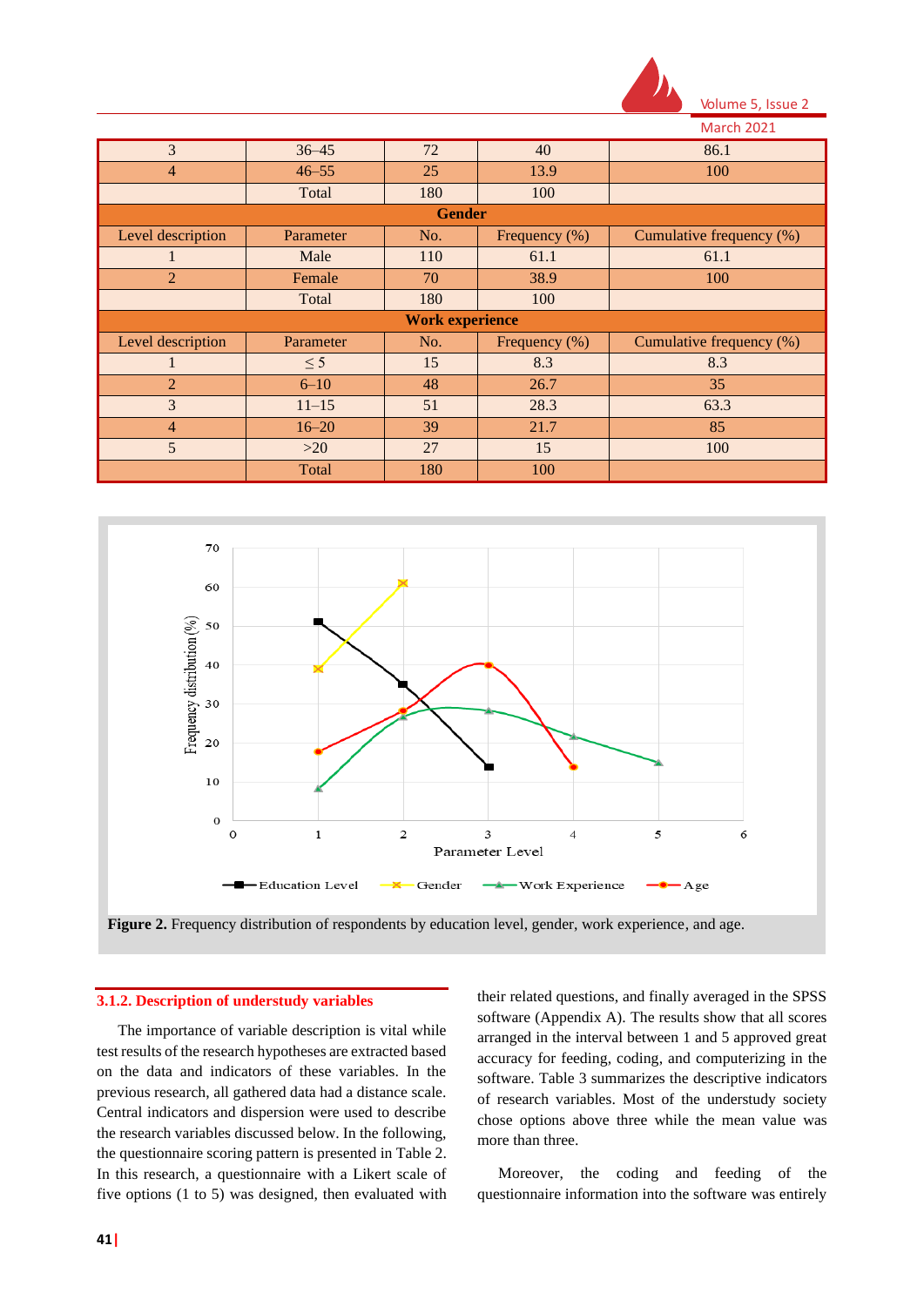| 3 | 36–45 | 72 | 40 | 86.1 |
|---|---|---|---|---|
| 4 | 46–55 | 25 | 13.9 | 100 |
| | Total | 180 | 100 | |
| **Gender** | | | | |
| Level description | Parameter | No. | Frequency (%) | Cumulative frequency (%) |
| 1 | Male | 110 | 61.1 | 61.1 |
| 2 | Female | 70 | 38.9 | 100 |
| | Total | 180 | 100 | |
| **Work experience** | | | | |
| Level description | Parameter | No. | Frequency (%) | Cumulative frequency (%) |
| 1 | ≤ 5 | 15 | 8.3 | 8.3 |
| 2 | 6–10 | 48 | 26.7 | 35 |
| 3 | 11–15 | 51 | 28.3 | 63.3 |
| 4 | 16–20 | 39 | 21.7 | 85 |
| 5 | >20 | 27 | 15 | 100 |
| | Total | 180 | 100 | |

**Figure 2.** Frequency distribution of respondents by education level, gender, work experience, and age.

### 3.1.2. Description of understudy variables

The importance of variable description is vital while test results of the research hypotheses are extracted based on the data and indicators of these variables. In the previous research, all gathered data had a distance scale. Central indicators and dispersion were used to describe the research variables discussed below. In the following, the questionnaire scoring pattern is presented in Table 2. In this research, a questionnaire with a Likert scale of five options (1 to 5) was designed, then evaluated with their related questions, and finally averaged in the SPSS software (Appendix A). The results show that all scores arranged in the interval between 1 and 5 approved great accuracy for feeding, coding, and computerizing in the software. Table 3 summarizes the descriptive indicators of research variables. Most of the understudy society chose options above three while the mean value was more than three.

Moreover, the coding and feeding of the questionnaire information into the software was entirely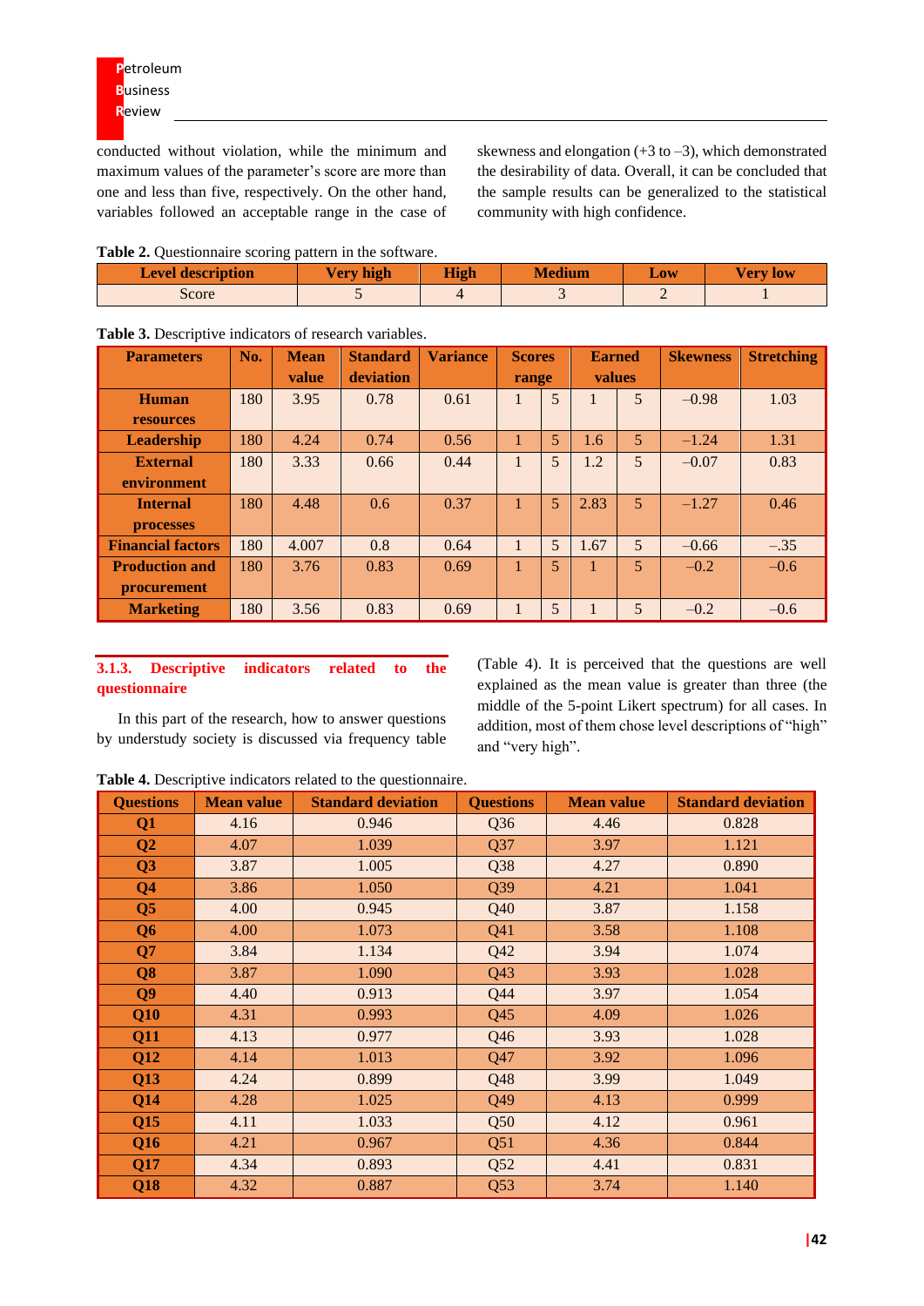conducted without violation, while the minimum and maximum values of the parameter's score are more than one and less than five, respectively. On the other hand, variables followed an acceptable range in the case of skewness and elongation (+3 to –3), which demonstrated the desirability of data. Overall, it can be concluded that the sample results can be generalized to the statistical community with high confidence.

**Table 2.** Questionnaire scoring pattern in the software.

| Level description | Very high | High | Medium | Low | Very low |
|---|---|---|---|---|---|
| Score | 5 | 4 | 3 | 2 | 1 |

**Table 3.** Descriptive indicators of research variables.

| Parameters | No. | Mean value | Standard deviation | Variance | Scores range | | Earned values | | Skewness | Stretching |
|---|---|---|---|---|---|---|---|---|---|---|
| Human resources | 180 | 3.95 | 0.78 | 0.61 | 1 | 5 | 1 | 5 | –0.98 | 1.03 |
| Leadership | 180 | 4.24 | 0.74 | 0.56 | 1 | 5 | 1.6 | 5 | –1.24 | 1.31 |
| External environment | 180 | 3.33 | 0.66 | 0.44 | 1 | 5 | 1.2 | 5 | –0.07 | 0.83 |
| Internal processes | 180 | 4.48 | 0.6 | 0.37 | 1 | 5 | 2.83 | 5 | –1.27 | 0.46 |
| Financial factors | 180 | 4.007 | 0.8 | 0.64 | 1 | 5 | 1.67 | 5 | –0.66 | –.35 |
| Production and procurement | 180 | 3.76 | 0.83 | 0.69 | 1 | 5 | 1 | 5 | –0.2 | –0.6 |
| Marketing | 180 | 3.56 | 0.83 | 0.69 | 1 | 5 | 1 | 5 | –0.2 | –0.6 |

### 3.1.3. Descriptive indicators related to the questionnaire

In this part of the research, how to answer questions by understudy society is discussed via frequency table (Table 4). It is perceived that the questions are well explained as the mean value is greater than three (the middle of the 5-point Likert spectrum) for all cases. In addition, most of them chose level descriptions of "high" and "very high".

**Table 4.** Descriptive indicators related to the questionnaire.

| Questions | Mean value | Standard deviation | Questions | Mean value | Standard deviation |
|---|---|---|---|---|---|
| Q1 | 4.16 | 0.946 | Q36 | 4.46 | 0.828 |
| Q2 | 4.07 | 1.039 | Q37 | 3.97 | 1.121 |
| Q3 | 3.87 | 1.005 | Q38 | 4.27 | 0.890 |
| Q4 | 3.86 | 1.050 | Q39 | 4.21 | 1.041 |
| Q5 | 4.00 | 0.945 | Q40 | 3.87 | 1.158 |
| Q6 | 4.00 | 1.073 | Q41 | 3.58 | 1.108 |
| Q7 | 3.84 | 1.134 | Q42 | 3.94 | 1.074 |
| Q8 | 3.87 | 1.090 | Q43 | 3.93 | 1.028 |
| Q9 | 4.40 | 0.913 | Q44 | 3.97 | 1.054 |
| Q10 | 4.31 | 0.993 | Q45 | 4.09 | 1.026 |
| Q11 | 4.13 | 0.977 | Q46 | 3.93 | 1.028 |
| Q12 | 4.14 | 1.013 | Q47 | 3.92 | 1.096 |
| Q13 | 4.24 | 0.899 | Q48 | 3.99 | 1.049 |
| Q14 | 4.28 | 1.025 | Q49 | 4.13 | 0.999 |
| Q15 | 4.11 | 1.033 | Q50 | 4.12 | 0.961 |
| Q16 | 4.21 | 0.967 | Q51 | 4.36 | 0.844 |
| Q17 | 4.34 | 0.893 | Q52 | 4.41 | 0.831 |
| Q18 | 4.32 | 0.887 | Q53 | 3.74 | 1.140 |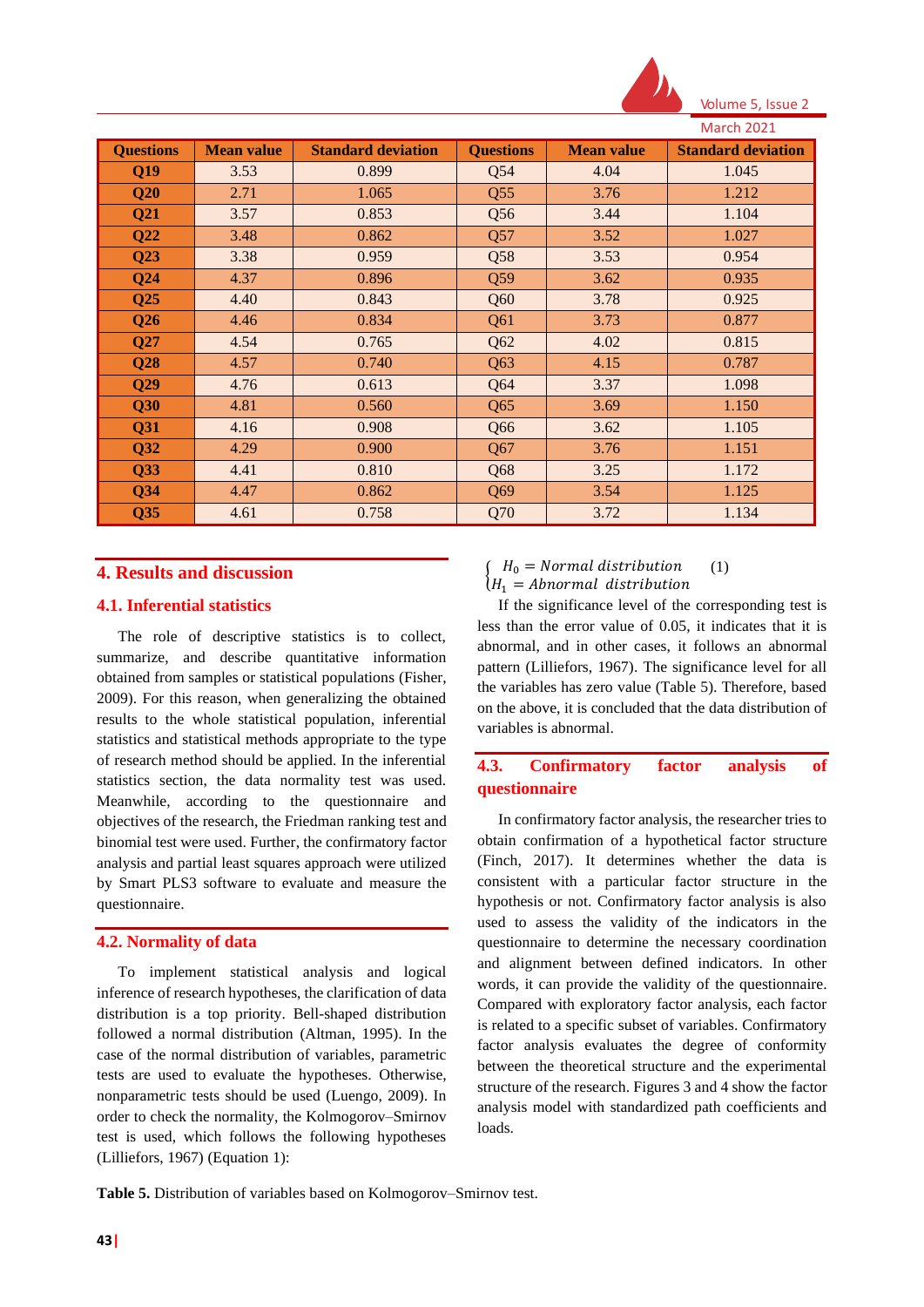| Questions | Mean value | Standard deviation | Questions | Mean value | Standard deviation |
|---|---|---|---|---|---|
| **Q19** | 3.53 | 0.899 | Q54 | 4.04 | 1.045 |
| **Q20** | 2.71 | 1.065 | Q55 | 3.76 | 1.212 |
| **Q21** | 3.57 | 0.853 | Q56 | 3.44 | 1.104 |
| **Q22** | 3.48 | 0.862 | Q57 | 3.52 | 1.027 |
| **Q23** | 3.38 | 0.959 | Q58 | 3.53 | 0.954 |
| **Q24** | 4.37 | 0.896 | Q59 | 3.62 | 0.935 |
| **Q25** | 4.40 | 0.843 | Q60 | 3.78 | 0.925 |
| **Q26** | 4.46 | 0.834 | Q61 | 3.73 | 0.877 |
| **Q27** | 4.54 | 0.765 | Q62 | 4.02 | 0.815 |
| **Q28** | 4.57 | 0.740 | Q63 | 4.15 | 0.787 |
| **Q29** | 4.76 | 0.613 | Q64 | 3.37 | 1.098 |
| **Q30** | 4.81 | 0.560 | Q65 | 3.69 | 1.150 |
| **Q31** | 4.16 | 0.908 | Q66 | 3.62 | 1.105 |
| **Q32** | 4.29 | 0.900 | Q67 | 3.76 | 1.151 |
| **Q33** | 4.41 | 0.810 | Q68 | 3.25 | 1.172 |
| **Q34** | 4.47 | 0.862 | Q69 | 3.54 | 1.125 |
| **Q35** | 4.61 | 0.758 | Q70 | 3.72 | 1.134 |

## 4. Results and discussion

### 4.1. Inferential statistics

The role of descriptive statistics is to collect, summarize, and describe quantitative information obtained from samples or statistical populations (Fisher, 2009). For this reason, when generalizing the obtained results to the whole statistical population, inferential statistics and statistical methods appropriate to the type of research method should be applied. In the inferential statistics section, the data normality test was used. Meanwhile, according to the questionnaire and objectives of the research, the Friedman ranking test and binomial test were used. Further, the confirmatory factor analysis and partial least squares approach were utilized by Smart PLS3 software to evaluate and measure the questionnaire.

### 4.2. Normality of data

To implement statistical analysis and logical inference of research hypotheses, the clarification of data distribution is a top priority. Bell-shaped distribution followed a normal distribution (Altman, 1995). In the case of the normal distribution of variables, parametric tests are used to evaluate the hypotheses. Otherwise, nonparametric tests should be used (Luengo, 2009). In order to check the normality, the Kolmogorov–Smirnov test is used, which follows the following hypotheses (Lilliefors, 1967) (Equation 1):

$$\begin{cases} H_0 = Normal\ distribution \\ H_1 = Abnormal\ \ distribution \end{cases} \quad (1)$$

If the significance level of the corresponding test is less than the error value of 0.05, it indicates that it is abnormal, and in other cases, it follows an abnormal pattern (Lilliefors, 1967). The significance level for all the variables has zero value (Table 5). Therefore, based on the above, it is concluded that the data distribution of variables is abnormal.

### 4.3. Confirmatory factor analysis of questionnaire

In confirmatory factor analysis, the researcher tries to obtain confirmation of a hypothetical factor structure (Finch, 2017). It determines whether the data is consistent with a particular factor structure in the hypothesis or not. Confirmatory factor analysis is also used to assess the validity of the indicators in the questionnaire to determine the necessary coordination and alignment between defined indicators. In other words, it can provide the validity of the questionnaire. Compared with exploratory factor analysis, each factor is related to a specific subset of variables. Confirmatory factor analysis evaluates the degree of conformity between the theoretical structure and the experimental structure of the research. Figures 3 and 4 show the factor analysis model with standardized path coefficients and loads.

**Table 5.** Distribution of variables based on Kolmogorov–Smirnov test.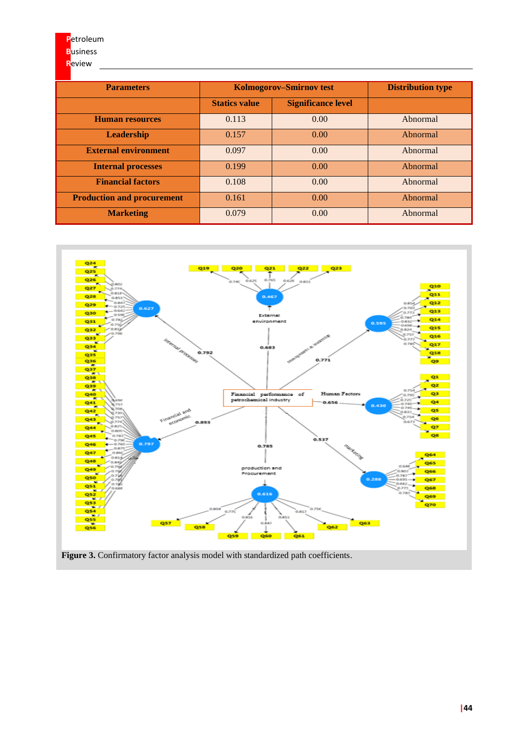| Parameters | Kolmogorov–Smirnov test | | Distribution type |
|---|---|---|---|
| | Statics value | Significance level | |
| Human resources | 0.113 | 0.00 | Abnormal |
| Leadership | 0.157 | 0.00 | Abnormal |
| External environment | 0.097 | 0.00 | Abnormal |
| Internal processes | 0.199 | 0.00 | Abnormal |
| Financial factors | 0.108 | 0.00 | Abnormal |
| Production and procurement | 0.161 | 0.00 | Abnormal |
| Marketing | 0.079 | 0.00 | Abnormal |

**Figure 3.** Confirmatory factor analysis model with standardized path coefficients.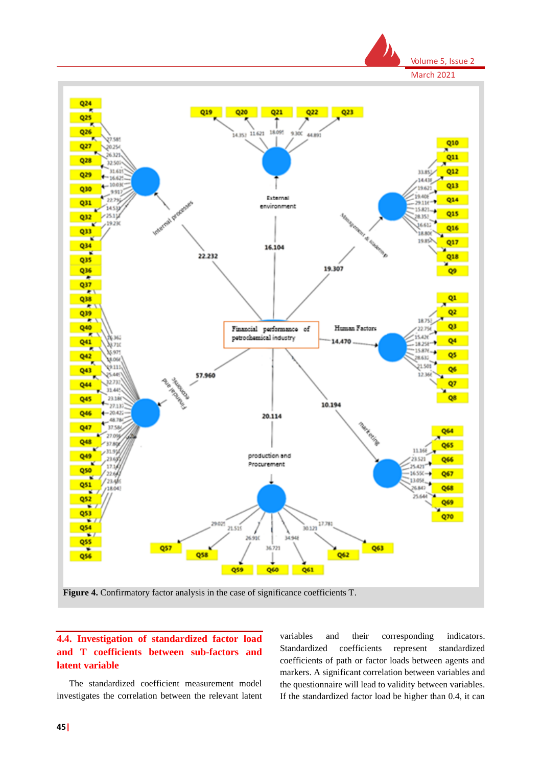Figure 4. Confirmatory factor analysis in the case of significance coefficients T.

## 4.4. Investigation of standardized factor load and T coefficients between sub-factors and latent variable

The standardized coefficient measurement model investigates the correlation between the relevant latent variables and their corresponding indicators. Standardized coefficients represent standardized coefficients of path or factor loads between agents and markers. A significant correlation between variables and the questionnaire will lead to validity between variables. If the standardized factor load be higher than 0.4, it can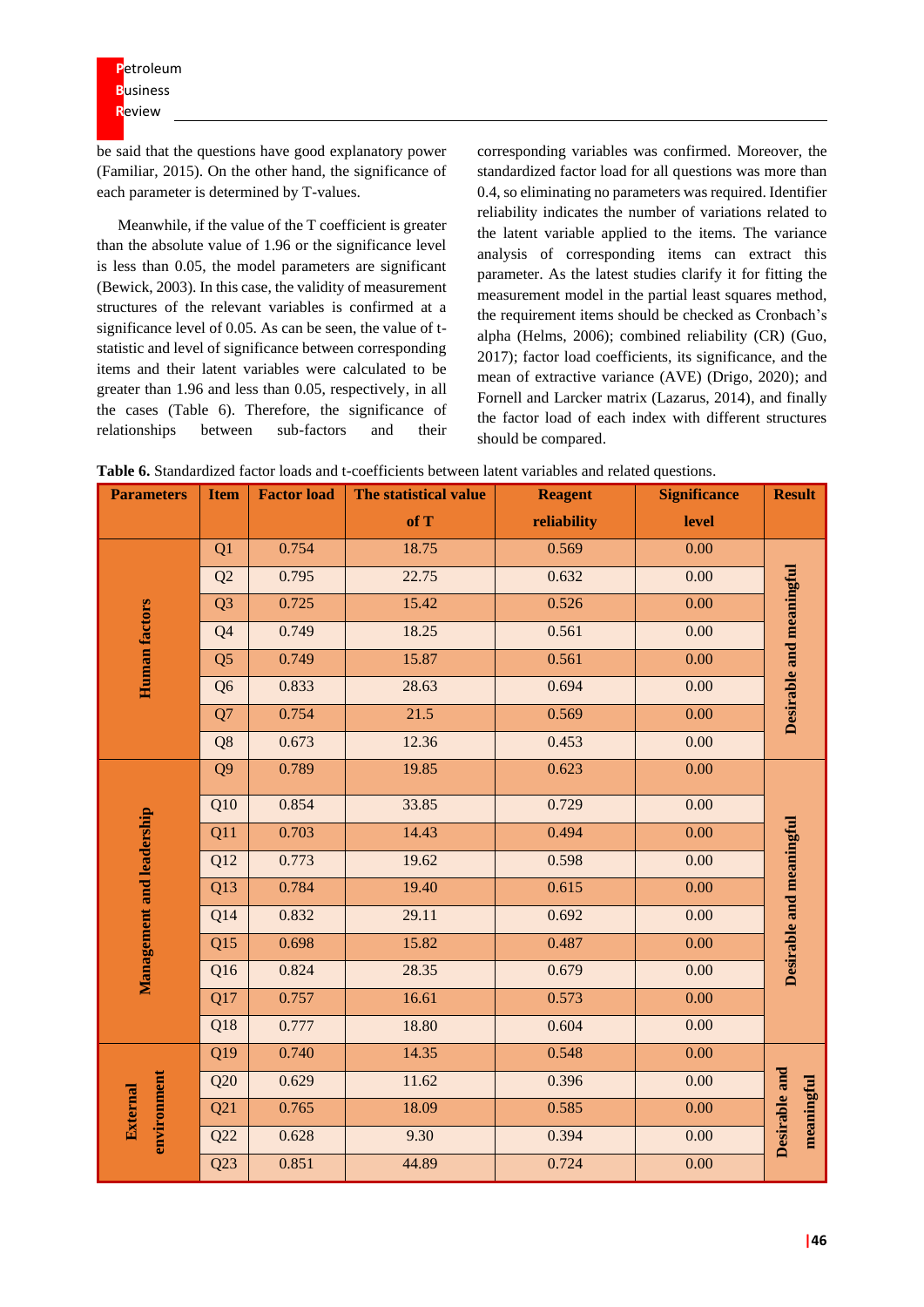be said that the questions have good explanatory power (Familiar, 2015). On the other hand, the significance of each parameter is determined by T-values.

Meanwhile, if the value of the T coefficient is greater than the absolute value of 1.96 or the significance level is less than 0.05, the model parameters are significant (Bewick, 2003). In this case, the validity of measurement structures of the relevant variables is confirmed at a significance level of 0.05. As can be seen, the value of t-statistic and level of significance between corresponding items and their latent variables were calculated to be greater than 1.96 and less than 0.05, respectively, in all the cases (Table 6). Therefore, the significance of relationships between sub-factors and their corresponding variables was confirmed. Moreover, the standardized factor load for all questions was more than 0.4, so eliminating no parameters was required. Identifier reliability indicates the number of variations related to the latent variable applied to the items. The variance analysis of corresponding items can extract this parameter. As the latest studies clarify it for fitting the measurement model in the partial least squares method, the requirement items should be checked as Cronbach's alpha (Helms, 2006); combined reliability (CR) (Guo, 2017); factor load coefficients, its significance, and the mean of extractive variance (AVE) (Drigo, 2020); and Fornell and Larcker matrix (Lazarus, 2014), and finally the factor load of each index with different structures should be compared.

**Table 6.** Standardized factor loads and t-coefficients between latent variables and related questions.

| Parameters | Item | Factor load | The statistical value of T | Reagent reliability | Significance level | Result |
|---|---|---|---|---|---|---|
| Human factors | Q1 | 0.754 | 18.75 | 0.569 | 0.00 | Desirable and meaningful |
| | Q2 | 0.795 | 22.75 | 0.632 | 0.00 | |
| | Q3 | 0.725 | 15.42 | 0.526 | 0.00 | |
| | Q4 | 0.749 | 18.25 | 0.561 | 0.00 | |
| | Q5 | 0.749 | 15.87 | 0.561 | 0.00 | |
| | Q6 | 0.833 | 28.63 | 0.694 | 0.00 | |
| | Q7 | 0.754 | 21.5 | 0.569 | 0.00 | |
| | Q8 | 0.673 | 12.36 | 0.453 | 0.00 | |
| Management and leadership | Q9 | 0.789 | 19.85 | 0.623 | 0.00 | Desirable and meaningful |
| | Q10 | 0.854 | 33.85 | 0.729 | 0.00 | |
| | Q11 | 0.703 | 14.43 | 0.494 | 0.00 | |
| | Q12 | 0.773 | 19.62 | 0.598 | 0.00 | |
| | Q13 | 0.784 | 19.40 | 0.615 | 0.00 | |
| | Q14 | 0.832 | 29.11 | 0.692 | 0.00 | |
| | Q15 | 0.698 | 15.82 | 0.487 | 0.00 | |
| | Q16 | 0.824 | 28.35 | 0.679 | 0.00 | |
| | Q17 | 0.757 | 16.61 | 0.573 | 0.00 | |
| | Q18 | 0.777 | 18.80 | 0.604 | 0.00 | |
| External environment | Q19 | 0.740 | 14.35 | 0.548 | 0.00 | Desirable and meaningful |
| | Q20 | 0.629 | 11.62 | 0.396 | 0.00 | |
| | Q21 | 0.765 | 18.09 | 0.585 | 0.00 | |
| | Q22 | 0.628 | 9.30 | 0.394 | 0.00 | |
| | Q23 | 0.851 | 44.89 | 0.724 | 0.00 | |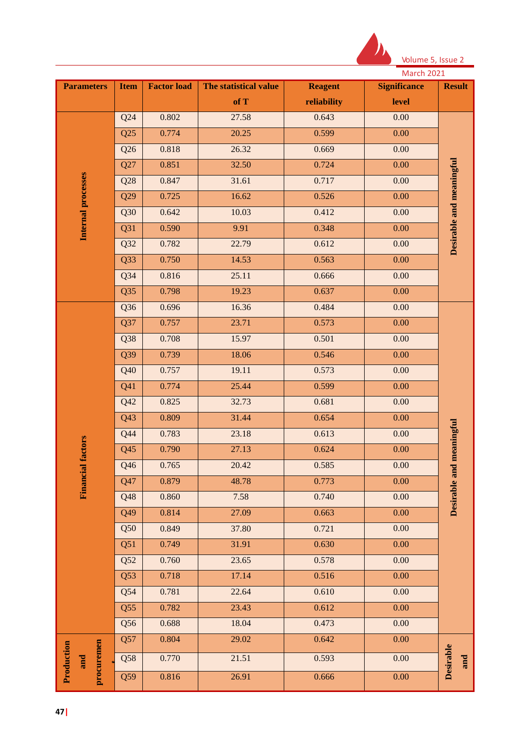| Parameters | Item | Factor load | The statistical value of T | Reagent reliability | Significance level | Result |
|---|---|---|---|---|---|---|
| Internal processes | Q24 | 0.802 | 27.58 | 0.643 | 0.00 | Desirable and meaningful |
| | Q25 | 0.774 | 20.25 | 0.599 | 0.00 | |
| | Q26 | 0.818 | 26.32 | 0.669 | 0.00 | |
| | Q27 | 0.851 | 32.50 | 0.724 | 0.00 | |
| | Q28 | 0.847 | 31.61 | 0.717 | 0.00 | |
| | Q29 | 0.725 | 16.62 | 0.526 | 0.00 | |
| | Q30 | 0.642 | 10.03 | 0.412 | 0.00 | |
| | Q31 | 0.590 | 9.91 | 0.348 | 0.00 | |
| | Q32 | 0.782 | 22.79 | 0.612 | 0.00 | |
| | Q33 | 0.750 | 14.53 | 0.563 | 0.00 | |
| | Q34 | 0.816 | 25.11 | 0.666 | 0.00 | |
| | Q35 | 0.798 | 19.23 | 0.637 | 0.00 | |
| Financial factors | Q36 | 0.696 | 16.36 | 0.484 | 0.00 | Desirable and meaningful |
| | Q37 | 0.757 | 23.71 | 0.573 | 0.00 | |
| | Q38 | 0.708 | 15.97 | 0.501 | 0.00 | |
| | Q39 | 0.739 | 18.06 | 0.546 | 0.00 | |
| | Q40 | 0.757 | 19.11 | 0.573 | 0.00 | |
| | Q41 | 0.774 | 25.44 | 0.599 | 0.00 | |
| | Q42 | 0.825 | 32.73 | 0.681 | 0.00 | |
| | Q43 | 0.809 | 31.44 | 0.654 | 0.00 | |
| | Q44 | 0.783 | 23.18 | 0.613 | 0.00 | |
| | Q45 | 0.790 | 27.13 | 0.624 | 0.00 | |
| | Q46 | 0.765 | 20.42 | 0.585 | 0.00 | |
| | Q47 | 0.879 | 48.78 | 0.773 | 0.00 | |
| | Q48 | 0.860 | 7.58 | 0.740 | 0.00 | |
| | Q49 | 0.814 | 27.09 | 0.663 | 0.00 | |
| | Q50 | 0.849 | 37.80 | 0.721 | 0.00 | |
| | Q51 | 0.749 | 31.91 | 0.630 | 0.00 | |
| | Q52 | 0.760 | 23.65 | 0.578 | 0.00 | |
| | Q53 | 0.718 | 17.14 | 0.516 | 0.00 | |
| | Q54 | 0.781 | 22.64 | 0.610 | 0.00 | |
| | Q55 | 0.782 | 23.43 | 0.612 | 0.00 | |
| | Q56 | 0.688 | 18.04 | 0.473 | 0.00 | |
| Production and procurement | Q57 | 0.804 | 29.02 | 0.642 | 0.00 | Desirable and |
| | Q58 | 0.770 | 21.51 | 0.593 | 0.00 | |
| | Q59 | 0.816 | 26.91 | 0.666 | 0.00 | |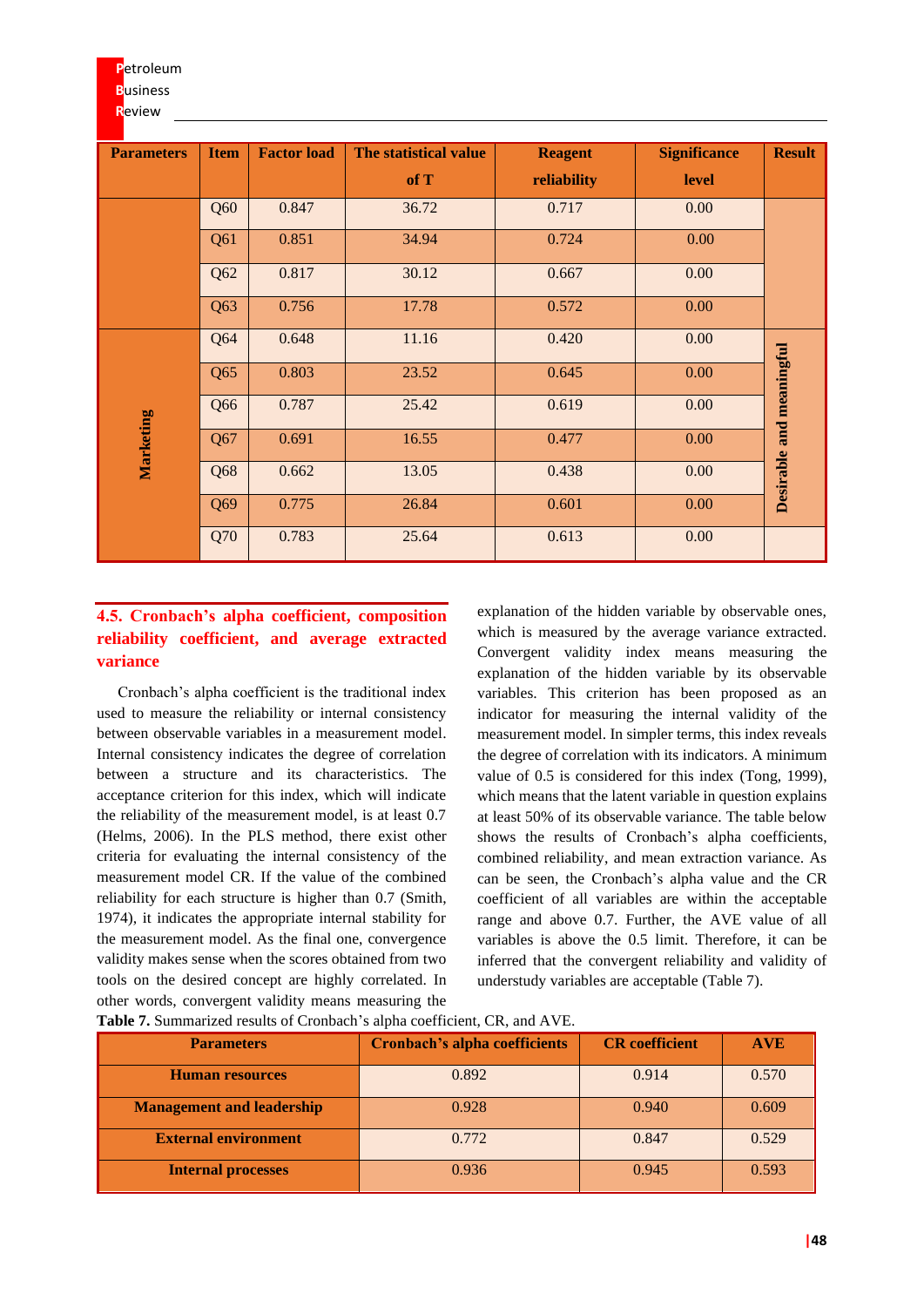| Parameters | Item | Factor load | The statistical value of T | Reagent reliability | Significance level | Result |
|---|---|---|---|---|---|---|
| | Q60 | 0.847 | 36.72 | 0.717 | 0.00 | |
| | Q61 | 0.851 | 34.94 | 0.724 | 0.00 | |
| | Q62 | 0.817 | 30.12 | 0.667 | 0.00 | |
| | Q63 | 0.756 | 17.78 | 0.572 | 0.00 | |
| Marketing | Q64 | 0.648 | 11.16 | 0.420 | 0.00 | Desirable and meaningful |
| | Q65 | 0.803 | 23.52 | 0.645 | 0.00 | |
| | Q66 | 0.787 | 25.42 | 0.619 | 0.00 | |
| | Q67 | 0.691 | 16.55 | 0.477 | 0.00 | |
| | Q68 | 0.662 | 13.05 | 0.438 | 0.00 | |
| | Q69 | 0.775 | 26.84 | 0.601 | 0.00 | |
| | Q70 | 0.783 | 25.64 | 0.613 | 0.00 | |

## 4.5. Cronbach's alpha coefficient, composition reliability coefficient, and average extracted variance

Cronbach's alpha coefficient is the traditional index used to measure the reliability or internal consistency between observable variables in a measurement model. Internal consistency indicates the degree of correlation between a structure and its characteristics. The acceptance criterion for this index, which will indicate the reliability of the measurement model, is at least 0.7 (Helms, 2006). In the PLS method, there exist other criteria for evaluating the internal consistency of the measurement model CR. If the value of the combined reliability for each structure is higher than 0.7 (Smith, 1974), it indicates the appropriate internal stability for the measurement model. As the final one, convergence validity makes sense when the scores obtained from two tools on the desired concept are highly correlated. In other words, convergent validity means measuring the explanation of the hidden variable by observable ones, which is measured by the average variance extracted. Convergent validity index means measuring the explanation of the hidden variable by its observable variables. This criterion has been proposed as an indicator for measuring the internal validity of the measurement model. In simpler terms, this index reveals the degree of correlation with its indicators. A minimum value of 0.5 is considered for this index (Tong, 1999), which means that the latent variable in question explains at least 50% of its observable variance. The table below shows the results of Cronbach's alpha coefficients, combined reliability, and mean extraction variance. As can be seen, the Cronbach's alpha value and the CR coefficient of all variables are within the acceptable range and above 0.7. Further, the AVE value of all variables is above the 0.5 limit. Therefore, it can be inferred that the convergent reliability and validity of understudy variables are acceptable (Table 7).

**Table 7.** Summarized results of Cronbach's alpha coefficient, CR, and AVE.

| Parameters | Cronbach's alpha coefficients | CR coefficient | AVE |
|---|---|---|---|
| Human resources | 0.892 | 0.914 | 0.570 |
| Management and leadership | 0.928 | 0.940 | 0.609 |
| External environment | 0.772 | 0.847 | 0.529 |
| Internal processes | 0.936 | 0.945 | 0.593 |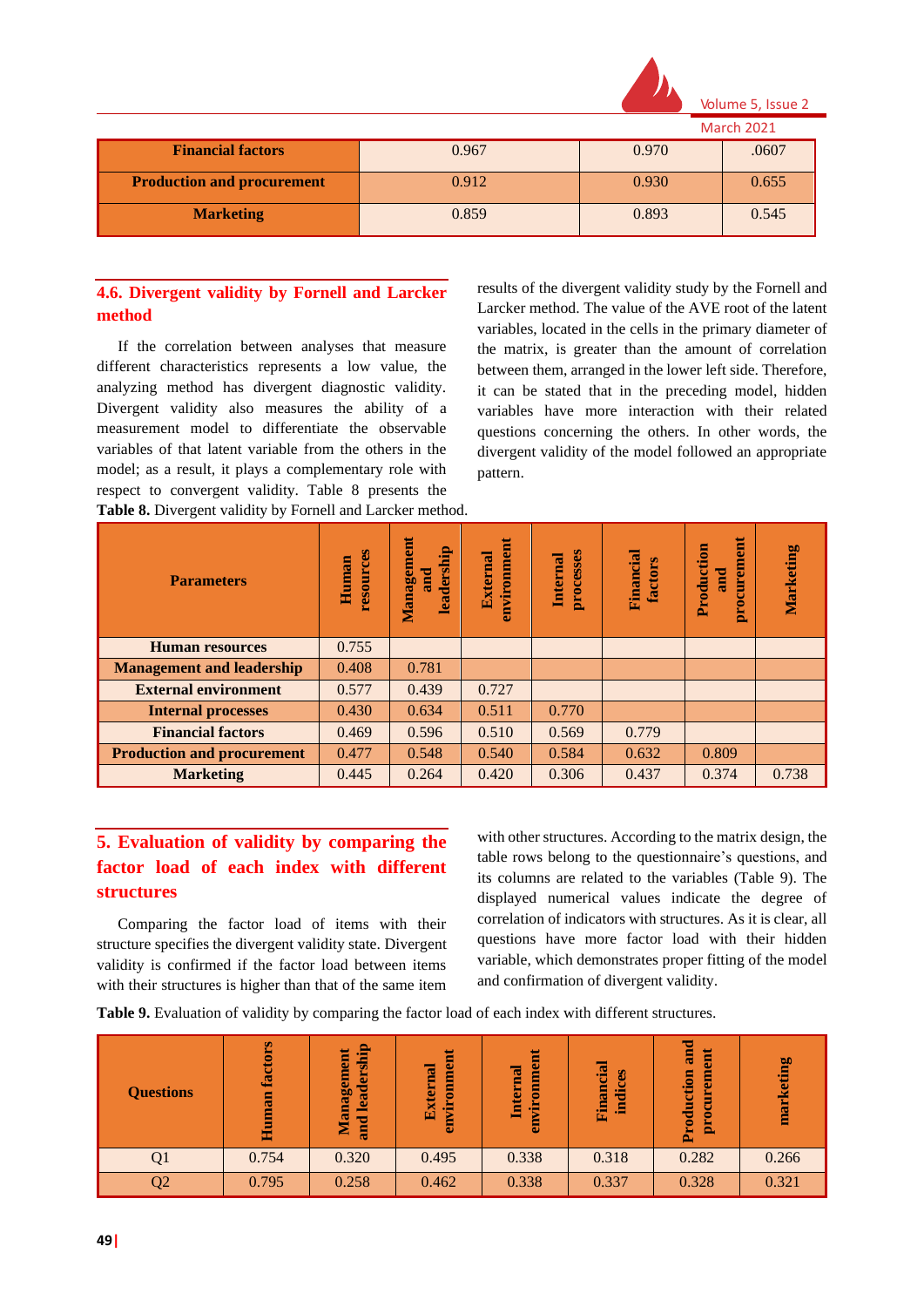| Financial factors | 0.967 | 0.970 | .0607 |
|---|---|---|---|
| Production and procurement | 0.912 | 0.930 | 0.655 |
| Marketing | 0.859 | 0.893 | 0.545 |

### 4.6. Divergent validity by Fornell and Larcker method

If the correlation between analyses that measure different characteristics represents a low value, the analyzing method has divergent diagnostic validity. Divergent validity also measures the ability of a measurement model to differentiate the observable variables of that latent variable from the others in the model; as a result, it plays a complementary role with respect to convergent validity. Table 8 presents the results of the divergent validity study by the Fornell and Larcker method. The value of the AVE root of the latent variables, located in the cells in the primary diameter of the matrix, is greater than the amount of correlation between them, arranged in the lower left side. Therefore, it can be stated that in the preceding model, hidden variables have more interaction with their related questions concerning the others. In other words, the divergent validity of the model followed an appropriate pattern.

**Table 8.** Divergent validity by Fornell and Larcker method.

| Parameters | Human resources | Management and leadership | External environment | Internal processes | Financial factors | Production and procurement | Marketing |
|---|---|---|---|---|---|---|---|
| Human resources | 0.755 | | | | | | |
| Management and leadership | 0.408 | 0.781 | | | | | |
| External environment | 0.577 | 0.439 | 0.727 | | | | |
| Internal processes | 0.430 | 0.634 | 0.511 | 0.770 | | | |
| Financial factors | 0.469 | 0.596 | 0.510 | 0.569 | 0.779 | | |
| Production and procurement | 0.477 | 0.548 | 0.540 | 0.584 | 0.632 | 0.809 | |
| Marketing | 0.445 | 0.264 | 0.420 | 0.306 | 0.437 | 0.374 | 0.738 |

## 5. Evaluation of validity by comparing the factor load of each index with different structures

Comparing the factor load of items with their structure specifies the divergent validity state. Divergent validity is confirmed if the factor load between items with their structures is higher than that of the same item with other structures. According to the matrix design, the table rows belong to the questionnaire's questions, and its columns are related to the variables (Table 9). The displayed numerical values indicate the degree of correlation of indicators with structures. As it is clear, all questions have more factor load with their hidden variable, which demonstrates proper fitting of the model and confirmation of divergent validity.

**Table 9.** Evaluation of validity by comparing the factor load of each index with different structures.

| Questions | Human factors | Management and leadership | External environment | Internal environment | Financial indices | Production and procurement | marketing |
|---|---|---|---|---|---|---|---|
| Q1 | 0.754 | 0.320 | 0.495 | 0.338 | 0.318 | 0.282 | 0.266 |
| Q2 | 0.795 | 0.258 | 0.462 | 0.338 | 0.337 | 0.328 | 0.321 |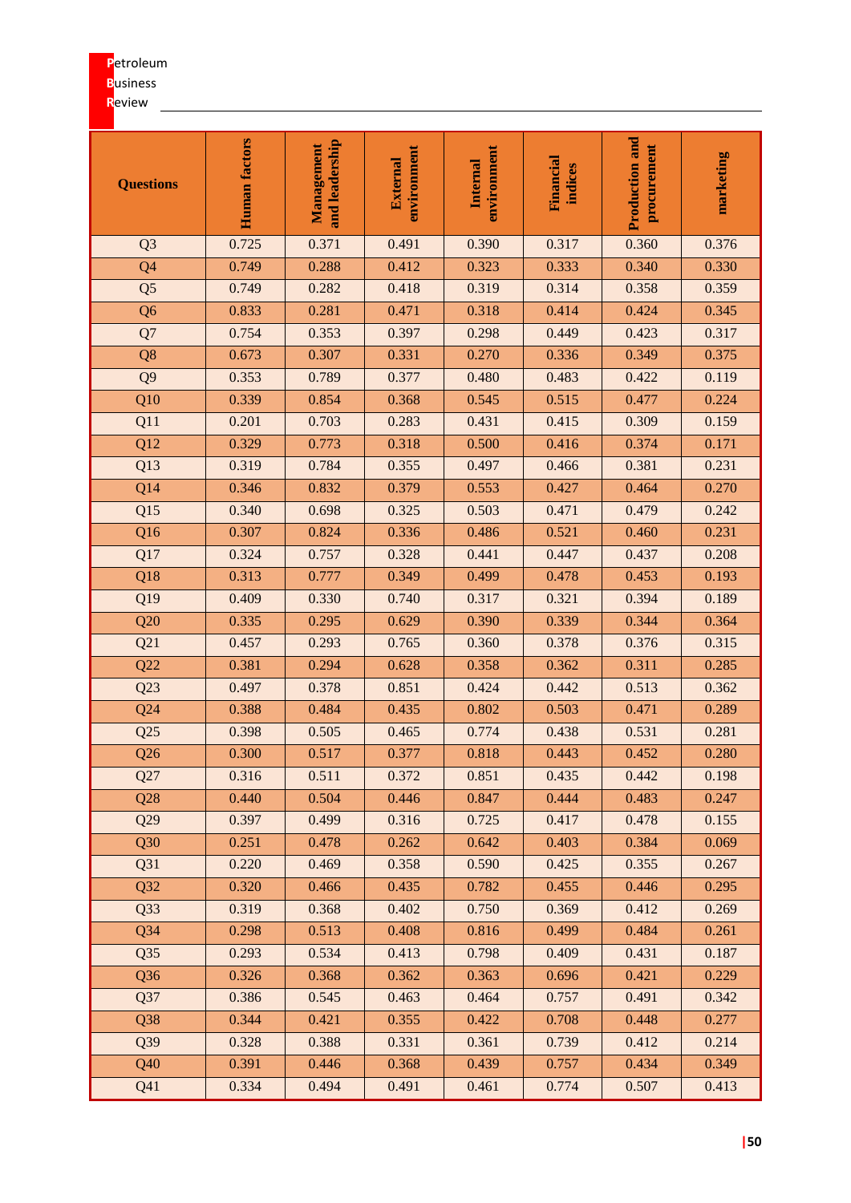| Questions | Human factors | Management and leadership | External environment | Internal environment | Financial indices | Production and procurement | marketing |
|---|---|---|---|---|---|---|---|
| Q3 | 0.725 | 0.371 | 0.491 | 0.390 | 0.317 | 0.360 | 0.376 |
| Q4 | 0.749 | 0.288 | 0.412 | 0.323 | 0.333 | 0.340 | 0.330 |
| Q5 | 0.749 | 0.282 | 0.418 | 0.319 | 0.314 | 0.358 | 0.359 |
| Q6 | 0.833 | 0.281 | 0.471 | 0.318 | 0.414 | 0.424 | 0.345 |
| Q7 | 0.754 | 0.353 | 0.397 | 0.298 | 0.449 | 0.423 | 0.317 |
| Q8 | 0.673 | 0.307 | 0.331 | 0.270 | 0.336 | 0.349 | 0.375 |
| Q9 | 0.353 | 0.789 | 0.377 | 0.480 | 0.483 | 0.422 | 0.119 |
| Q10 | 0.339 | 0.854 | 0.368 | 0.545 | 0.515 | 0.477 | 0.224 |
| Q11 | 0.201 | 0.703 | 0.283 | 0.431 | 0.415 | 0.309 | 0.159 |
| Q12 | 0.329 | 0.773 | 0.318 | 0.500 | 0.416 | 0.374 | 0.171 |
| Q13 | 0.319 | 0.784 | 0.355 | 0.497 | 0.466 | 0.381 | 0.231 |
| Q14 | 0.346 | 0.832 | 0.379 | 0.553 | 0.427 | 0.464 | 0.270 |
| Q15 | 0.340 | 0.698 | 0.325 | 0.503 | 0.471 | 0.479 | 0.242 |
| Q16 | 0.307 | 0.824 | 0.336 | 0.486 | 0.521 | 0.460 | 0.231 |
| Q17 | 0.324 | 0.757 | 0.328 | 0.441 | 0.447 | 0.437 | 0.208 |
| Q18 | 0.313 | 0.777 | 0.349 | 0.499 | 0.478 | 0.453 | 0.193 |
| Q19 | 0.409 | 0.330 | 0.740 | 0.317 | 0.321 | 0.394 | 0.189 |
| Q20 | 0.335 | 0.295 | 0.629 | 0.390 | 0.339 | 0.344 | 0.364 |
| Q21 | 0.457 | 0.293 | 0.765 | 0.360 | 0.378 | 0.376 | 0.315 |
| Q22 | 0.381 | 0.294 | 0.628 | 0.358 | 0.362 | 0.311 | 0.285 |
| Q23 | 0.497 | 0.378 | 0.851 | 0.424 | 0.442 | 0.513 | 0.362 |
| Q24 | 0.388 | 0.484 | 0.435 | 0.802 | 0.503 | 0.471 | 0.289 |
| Q25 | 0.398 | 0.505 | 0.465 | 0.774 | 0.438 | 0.531 | 0.281 |
| Q26 | 0.300 | 0.517 | 0.377 | 0.818 | 0.443 | 0.452 | 0.280 |
| Q27 | 0.316 | 0.511 | 0.372 | 0.851 | 0.435 | 0.442 | 0.198 |
| Q28 | 0.440 | 0.504 | 0.446 | 0.847 | 0.444 | 0.483 | 0.247 |
| Q29 | 0.397 | 0.499 | 0.316 | 0.725 | 0.417 | 0.478 | 0.155 |
| Q30 | 0.251 | 0.478 | 0.262 | 0.642 | 0.403 | 0.384 | 0.069 |
| Q31 | 0.220 | 0.469 | 0.358 | 0.590 | 0.425 | 0.355 | 0.267 |
| Q32 | 0.320 | 0.466 | 0.435 | 0.782 | 0.455 | 0.446 | 0.295 |
| Q33 | 0.319 | 0.368 | 0.402 | 0.750 | 0.369 | 0.412 | 0.269 |
| Q34 | 0.298 | 0.513 | 0.408 | 0.816 | 0.499 | 0.484 | 0.261 |
| Q35 | 0.293 | 0.534 | 0.413 | 0.798 | 0.409 | 0.431 | 0.187 |
| Q36 | 0.326 | 0.368 | 0.362 | 0.363 | 0.696 | 0.421 | 0.229 |
| Q37 | 0.386 | 0.545 | 0.463 | 0.464 | 0.757 | 0.491 | 0.342 |
| Q38 | 0.344 | 0.421 | 0.355 | 0.422 | 0.708 | 0.448 | 0.277 |
| Q39 | 0.328 | 0.388 | 0.331 | 0.361 | 0.739 | 0.412 | 0.214 |
| Q40 | 0.391 | 0.446 | 0.368 | 0.439 | 0.757 | 0.434 | 0.349 |
| Q41 | 0.334 | 0.494 | 0.491 | 0.461 | 0.774 | 0.507 | 0.413 |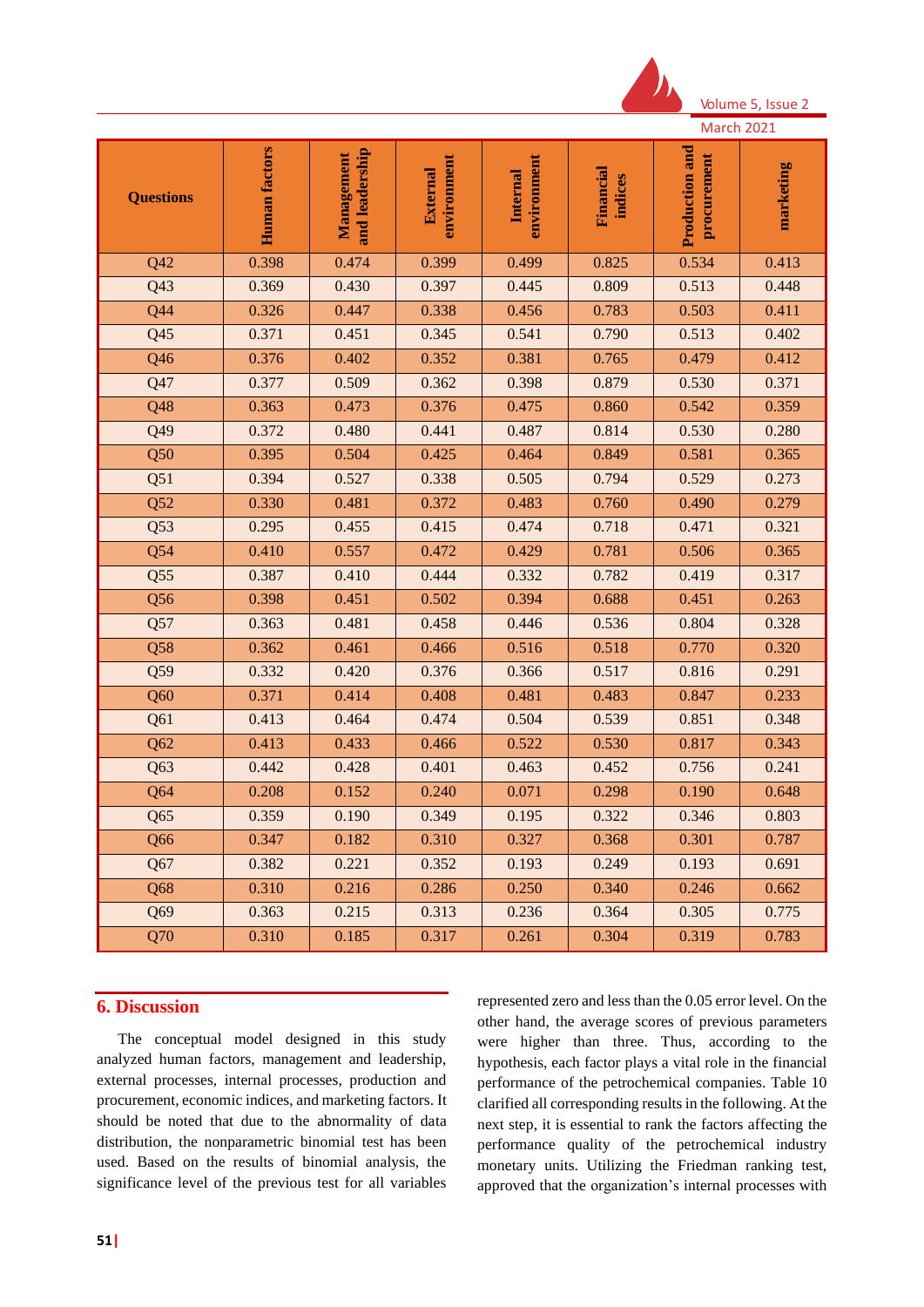| Questions | Human factors | Management and leadership | External environment | Internal environment | Financial indices | Production and procurement | marketing |
|---|---|---|---|---|---|---|---|
| Q42 | 0.398 | 0.474 | 0.399 | 0.499 | 0.825 | 0.534 | 0.413 |
| Q43 | 0.369 | 0.430 | 0.397 | 0.445 | 0.809 | 0.513 | 0.448 |
| Q44 | 0.326 | 0.447 | 0.338 | 0.456 | 0.783 | 0.503 | 0.411 |
| Q45 | 0.371 | 0.451 | 0.345 | 0.541 | 0.790 | 0.513 | 0.402 |
| Q46 | 0.376 | 0.402 | 0.352 | 0.381 | 0.765 | 0.479 | 0.412 |
| Q47 | 0.377 | 0.509 | 0.362 | 0.398 | 0.879 | 0.530 | 0.371 |
| Q48 | 0.363 | 0.473 | 0.376 | 0.475 | 0.860 | 0.542 | 0.359 |
| Q49 | 0.372 | 0.480 | 0.441 | 0.487 | 0.814 | 0.530 | 0.280 |
| Q50 | 0.395 | 0.504 | 0.425 | 0.464 | 0.849 | 0.581 | 0.365 |
| Q51 | 0.394 | 0.527 | 0.338 | 0.505 | 0.794 | 0.529 | 0.273 |
| Q52 | 0.330 | 0.481 | 0.372 | 0.483 | 0.760 | 0.490 | 0.279 |
| Q53 | 0.295 | 0.455 | 0.415 | 0.474 | 0.718 | 0.471 | 0.321 |
| Q54 | 0.410 | 0.557 | 0.472 | 0.429 | 0.781 | 0.506 | 0.365 |
| Q55 | 0.387 | 0.410 | 0.444 | 0.332 | 0.782 | 0.419 | 0.317 |
| Q56 | 0.398 | 0.451 | 0.502 | 0.394 | 0.688 | 0.451 | 0.263 |
| Q57 | 0.363 | 0.481 | 0.458 | 0.446 | 0.536 | 0.804 | 0.328 |
| Q58 | 0.362 | 0.461 | 0.466 | 0.516 | 0.518 | 0.770 | 0.320 |
| Q59 | 0.332 | 0.420 | 0.376 | 0.366 | 0.517 | 0.816 | 0.291 |
| Q60 | 0.371 | 0.414 | 0.408 | 0.481 | 0.483 | 0.847 | 0.233 |
| Q61 | 0.413 | 0.464 | 0.474 | 0.504 | 0.539 | 0.851 | 0.348 |
| Q62 | 0.413 | 0.433 | 0.466 | 0.522 | 0.530 | 0.817 | 0.343 |
| Q63 | 0.442 | 0.428 | 0.401 | 0.463 | 0.452 | 0.756 | 0.241 |
| Q64 | 0.208 | 0.152 | 0.240 | 0.071 | 0.298 | 0.190 | 0.648 |
| Q65 | 0.359 | 0.190 | 0.349 | 0.195 | 0.322 | 0.346 | 0.803 |
| Q66 | 0.347 | 0.182 | 0.310 | 0.327 | 0.368 | 0.301 | 0.787 |
| Q67 | 0.382 | 0.221 | 0.352 | 0.193 | 0.249 | 0.193 | 0.691 |
| Q68 | 0.310 | 0.216 | 0.286 | 0.250 | 0.340 | 0.246 | 0.662 |
| Q69 | 0.363 | 0.215 | 0.313 | 0.236 | 0.364 | 0.305 | 0.775 |
| Q70 | 0.310 | 0.185 | 0.317 | 0.261 | 0.304 | 0.319 | 0.783 |

## 6. Discussion

The conceptual model designed in this study analyzed human factors, management and leadership, external processes, internal processes, production and procurement, economic indices, and marketing factors. It should be noted that due to the abnormality of data distribution, the nonparametric binomial test has been used. Based on the results of binomial analysis, the significance level of the previous test for all variables represented zero and less than the 0.05 error level. On the other hand, the average scores of previous parameters were higher than three. Thus, according to the hypothesis, each factor plays a vital role in the financial performance of the petrochemical companies. Table 10 clarified all corresponding results in the following. At the next step, it is essential to rank the factors affecting the performance quality of the petrochemical industry monetary units. Utilizing the Friedman ranking test, approved that the organization's internal processes with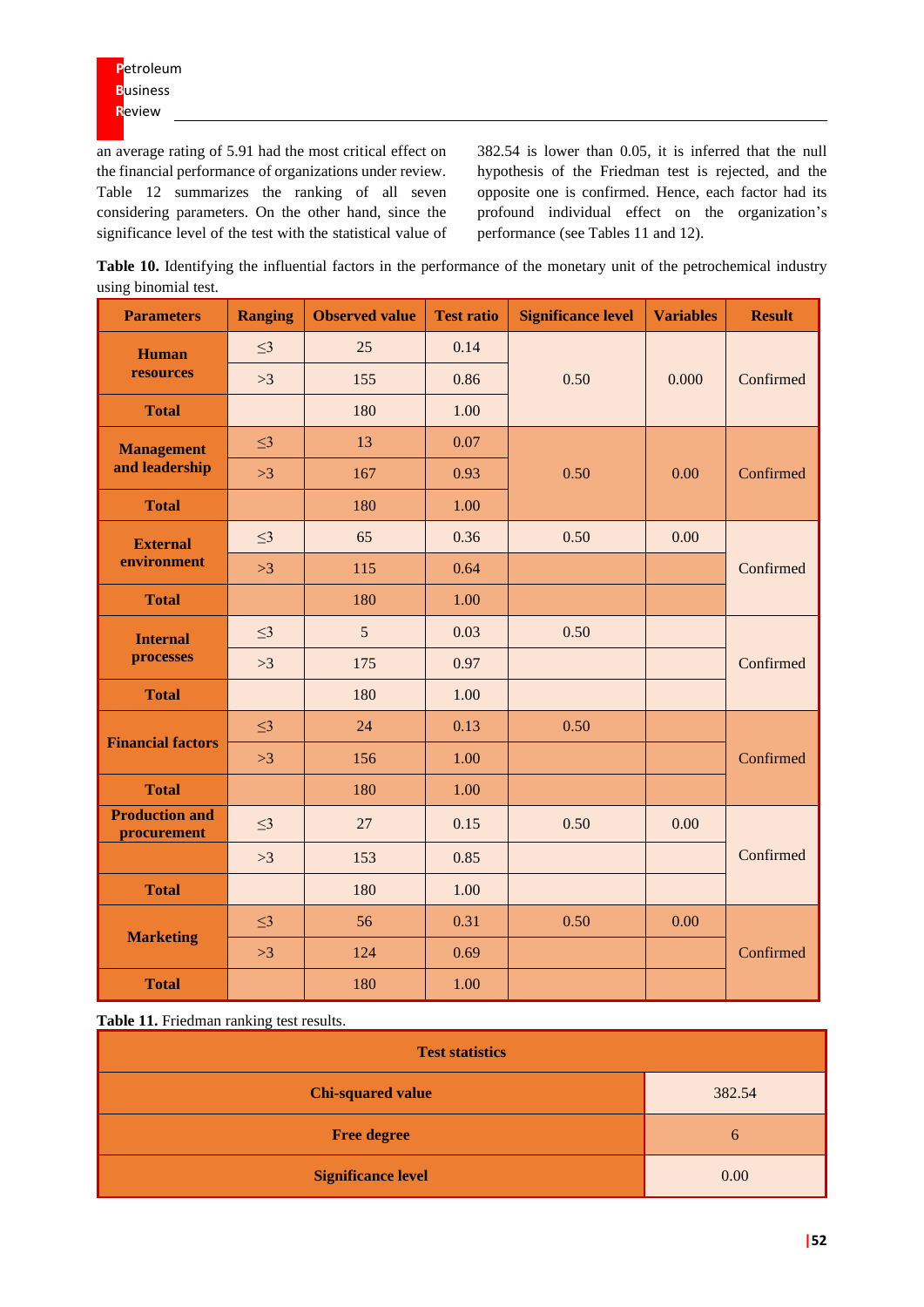an average rating of 5.91 had the most critical effect on the financial performance of organizations under review. Table 12 summarizes the ranking of all seven considering parameters. On the other hand, since the significance level of the test with the statistical value of 382.54 is lower than 0.05, it is inferred that the null hypothesis of the Friedman test is rejected, and the opposite one is confirmed. Hence, each factor had its profound individual effect on the organization's performance (see Tables 11 and 12).

**Table 10.** Identifying the influential factors in the performance of the monetary unit of the petrochemical industry using binomial test.

| Parameters | Ranging | Observed value | Test ratio | Significance level | Variables | Result |
|---|---|---|---|---|---|---|
| Human resources | ≤3 | 25 | 0.14 | 0.50 | 0.000 | Confirmed |
| | >3 | 155 | 0.86 | | | |
| Total | | 180 | 1.00 | | | |
| Management and leadership | ≤3 | 13 | 0.07 | 0.50 | 0.00 | Confirmed |
| | >3 | 167 | 0.93 | | | |
| Total | | 180 | 1.00 | | | |
| External environment | ≤3 | 65 | 0.36 | 0.50 | 0.00 | Confirmed |
| | >3 | 115 | 0.64 | | | |
| Total | | 180 | 1.00 | | | |
| Internal processes | ≤3 | 5 | 0.03 | 0.50 | | Confirmed |
| | >3 | 175 | 0.97 | | | |
| Total | | 180 | 1.00 | | | |
| Financial factors | ≤3 | 24 | 0.13 | 0.50 | | Confirmed |
| | >3 | 156 | 1.00 | | | |
| Total | | 180 | 1.00 | | | |
| Production and procurement | ≤3 | 27 | 0.15 | 0.50 | 0.00 | Confirmed |
| | >3 | 153 | 0.85 | | | |
| Total | | 180 | 1.00 | | | |
| Marketing | ≤3 | 56 | 0.31 | 0.50 | 0.00 | Confirmed |
| | >3 | 124 | 0.69 | | | |
| Total | | 180 | 1.00 | | | |

**Table 11.** Friedman ranking test results.

| Test statistics | |
|---|---|
| Chi-squared value | 382.54 |
| Free degree | 6 |
| Significance level | 0.00 |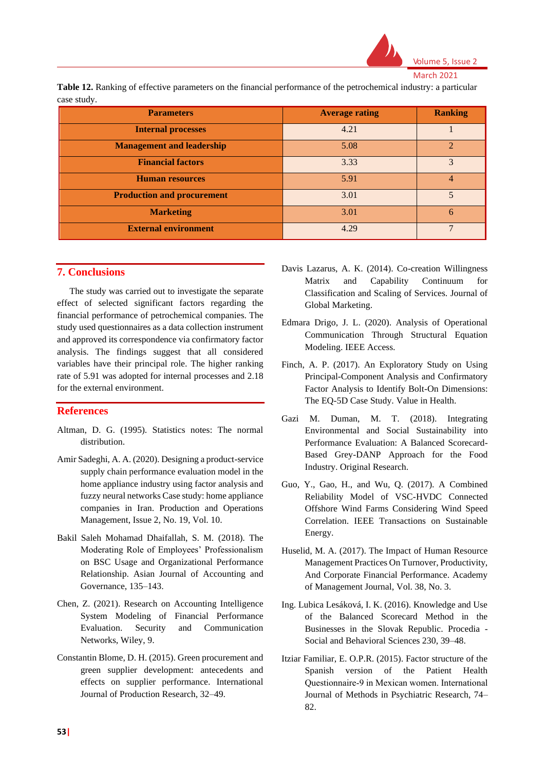**Table 12.** Ranking of effective parameters on the financial performance of the petrochemical industry: a particular case study.

| Parameters | Average rating | Ranking |
|---|---|---|
| **Internal processes** | 4.21 | 1 |
| **Management and leadership** | 5.08 | 2 |
| **Financial factors** | 3.33 | 3 |
| **Human resources** | 5.91 | 4 |
| **Production and procurement** | 3.01 | 5 |
| **Marketing** | 3.01 | 6 |
| **External environment** | 4.29 | 7 |

## 7. Conclusions

The study was carried out to investigate the separate effect of selected significant factors regarding the financial performance of petrochemical companies. The study used questionnaires as a data collection instrument and approved its correspondence via confirmatory factor analysis. The findings suggest that all considered variables have their principal role. The higher ranking rate of 5.91 was adopted for internal processes and 2.18 for the external environment.

## References

Altman, D. G. (1995). Statistics notes: The normal distribution.

Amir Sadeghi, A. A. (2020). Designing a product-service supply chain performance evaluation model in the home appliance industry using factor analysis and fuzzy neural networks Case study: home appliance companies in Iran. Production and Operations Management, Issue 2, No. 19, Vol. 10.

Bakil Saleh Mohamad Dhaifallah, S. M. (2018). The Moderating Role of Employees' Professionalism on BSC Usage and Organizational Performance Relationship. Asian Journal of Accounting and Governance, 135–143.

Chen, Z. (2021). Research on Accounting Intelligence System Modeling of Financial Performance Evaluation. Security and Communication Networks, Wiley, 9.

Constantin Blome, D. H. (2015). Green procurement and green supplier development: antecedents and effects on supplier performance. International Journal of Production Research, 32–49.

Davis Lazarus, A. K. (2014). Co-creation Willingness Matrix and Capability Continuum for Classification and Scaling of Services. Journal of Global Marketing.

Edmara Drigo, J. L. (2020). Analysis of Operational Communication Through Structural Equation Modeling. IEEE Access.

Finch, A. P. (2017). An Exploratory Study on Using Principal-Component Analysis and Confirmatory Factor Analysis to Identify Bolt-On Dimensions: The EQ-5D Case Study. Value in Health.

Gazi M. Duman, M. T. (2018). Integrating Environmental and Social Sustainability into Performance Evaluation: A Balanced Scorecard-Based Grey-DANP Approach for the Food Industry. Original Research.

Guo, Y., Gao, H., and Wu, Q. (2017). A Combined Reliability Model of VSC-HVDC Connected Offshore Wind Farms Considering Wind Speed Correlation. IEEE Transactions on Sustainable Energy.

Huselid, M. A. (2017). The Impact of Human Resource Management Practices On Turnover, Productivity, And Corporate Financial Performance. Academy of Management Journal, Vol. 38, No. 3.

Ing. Lubica Lesáková, I. K. (2016). Knowledge and Use of the Balanced Scorecard Method in the Businesses in the Slovak Republic. Procedia - Social and Behavioral Sciences 230, 39–48.

Itziar Familiar, E. O.P.R. (2015). Factor structure of the Spanish version of the Patient Health Questionnaire-9 in Mexican women. International Journal of Methods in Psychiatric Research, 74–82.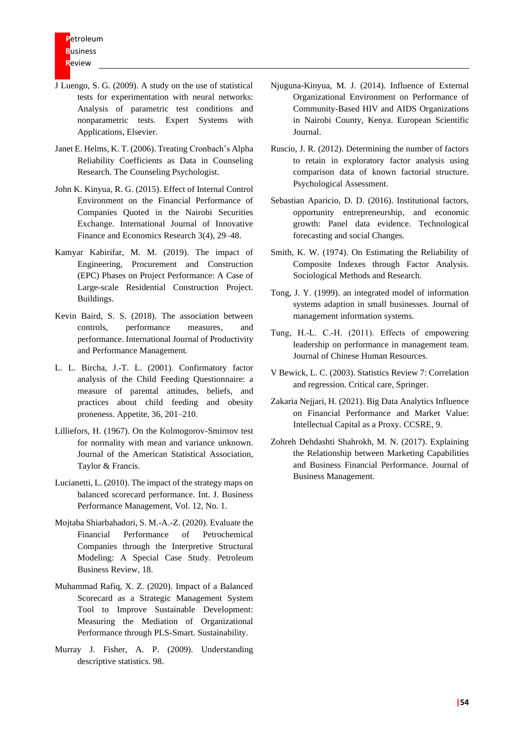J Luengo, S. G. (2009). A study on the use of statistical tests for experimentation with neural networks: Analysis of parametric test conditions and nonparametric tests. Expert Systems with Applications, Elsevier.

Janet E. Helms, K. T. (2006). Treating Cronbach's Alpha Reliability Coefficients as Data in Counseling Research. The Counseling Psychologist.

John K. Kinyua, R. G. (2015). Effect of Internal Control Environment on the Financial Performance of Companies Quoted in the Nairobi Securities Exchange. International Journal of Innovative Finance and Economics Research 3(4), 29–48.

Kamyar Kabirifar, M. M. (2019). The impact of Engineering, Procurement and Construction (EPC) Phases on Project Performance: A Case of Large-scale Residential Construction Project. Buildings.

Kevin Baird, S. S. (2018). The association between controls, performance measures, and performance. International Journal of Productivity and Performance Management.

L. L. Bircha, J.-T. L. (2001). Confirmatory factor analysis of the Child Feeding Questionnaire: a measure of parental attitudes, beliefs, and practices about child feeding and obesity proneness. Appetite, 36, 201–210.

Lilliefors, H. (1967). On the Kolmogorov-Smirnov test for normality with mean and variance unknown. Journal of the American Statistical Association, Taylor & Francis.

Lucianetti, L. (2010). The impact of the strategy maps on balanced scorecard performance. Int. J. Business Performance Management, Vol. 12, No. 1.

Mojtaba Shiarbahadori, S. M.-A.-Z. (2020). Evaluate the Financial Performance of Petrochemical Companies through the Interpretive Structural Modeling: A Special Case Study. Petroleum Business Review, 18.

Muhammad Rafiq, X. Z. (2020). Impact of a Balanced Scorecard as a Strategic Management System Tool to Improve Sustainable Development: Measuring the Mediation of Organizational Performance through PLS-Smart. Sustainability.

Murray J. Fisher, A. P. (2009). Understanding descriptive statistics. 98.

Njuguna-Kinyua, M. J. (2014). Influence of External Organizational Environment on Performance of Community-Based HIV and AIDS Organizations in Nairobi County, Kenya. European Scientific Journal.

Ruscio, J. R. (2012). Determining the number of factors to retain in exploratory factor analysis using comparison data of known factorial structure. Psychological Assessment.

Sebastian Aparicio, D. D. (2016). Institutional factors, opportunity entrepreneurship, and economic growth: Panel data evidence. Technological forecasting and social Changes.

Smith, K. W. (1974). On Estimating the Reliability of Composite Indexes through Factor Analysis. Sociological Methods and Research.

Tong, J. Y. (1999). an integrated model of information systems adaption in small businesses. Journal of management information systems.

Tung, H.-L. C.-H. (2011). Effects of empowering leadership on performance in management team. Journal of Chinese Human Resources.

V Bewick, L. C. (2003). Statistics Review 7: Correlation and regression. Critical care, Springer.

Zakaria Nejjari, H. (2021). Big Data Analytics Influence on Financial Performance and Market Value: Intellectual Capital as a Proxy. CCSRE, 9.

Zohreh Dehdashti Shahrokh, M. N. (2017). Explaining the Relationship between Marketing Capabilities and Business Financial Performance. Journal of Business Management.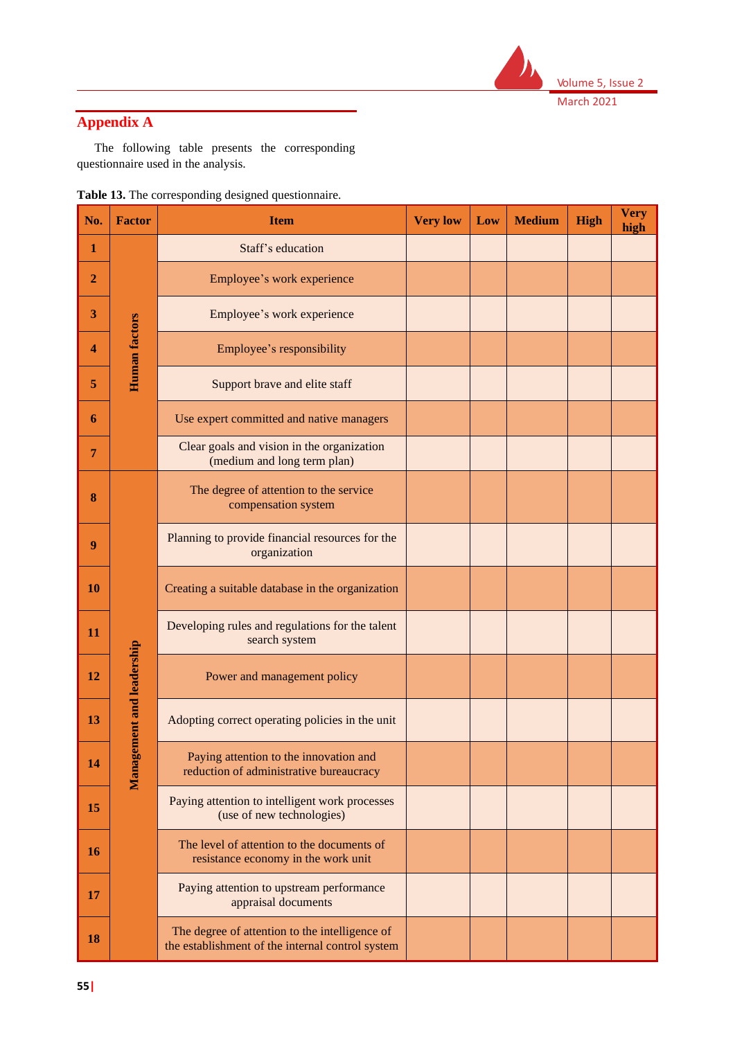## Appendix A

The following table presents the corresponding questionnaire used in the analysis.

**Table 13.** The corresponding designed questionnaire.

| No. | Factor | Item | Very low | Low | Medium | High | Very high |
|---|---|---|---|---|---|---|---|
| 1 | Human factors | Staff's education | | | | | |
| 2 | | Employee's work experience | | | | | |
| 3 | | Employee's work experience | | | | | |
| 4 | | Employee's responsibility | | | | | |
| 5 | | Support brave and elite staff | | | | | |
| 6 | | Use expert committed and native managers | | | | | |
| 7 | | Clear goals and vision in the organization (medium and long term plan) | | | | | |
| 8 | Management and leadership | The degree of attention to the service compensation system | | | | | |
| 9 | | Planning to provide financial resources for the organization | | | | | |
| 10 | | Creating a suitable database in the organization | | | | | |
| 11 | | Developing rules and regulations for the talent search system | | | | | |
| 12 | | Power and management policy | | | | | |
| 13 | | Adopting correct operating policies in the unit | | | | | |
| 14 | | Paying attention to the innovation and reduction of administrative bureaucracy | | | | | |
| 15 | | Paying attention to intelligent work processes (use of new technologies) | | | | | |
| 16 | | The level of attention to the documents of resistance economy in the work unit | | | | | |
| 17 | | Paying attention to upstream performance appraisal documents | | | | | |
| 18 | | The degree of attention to the intelligence of the establishment of the internal control system | | | | | |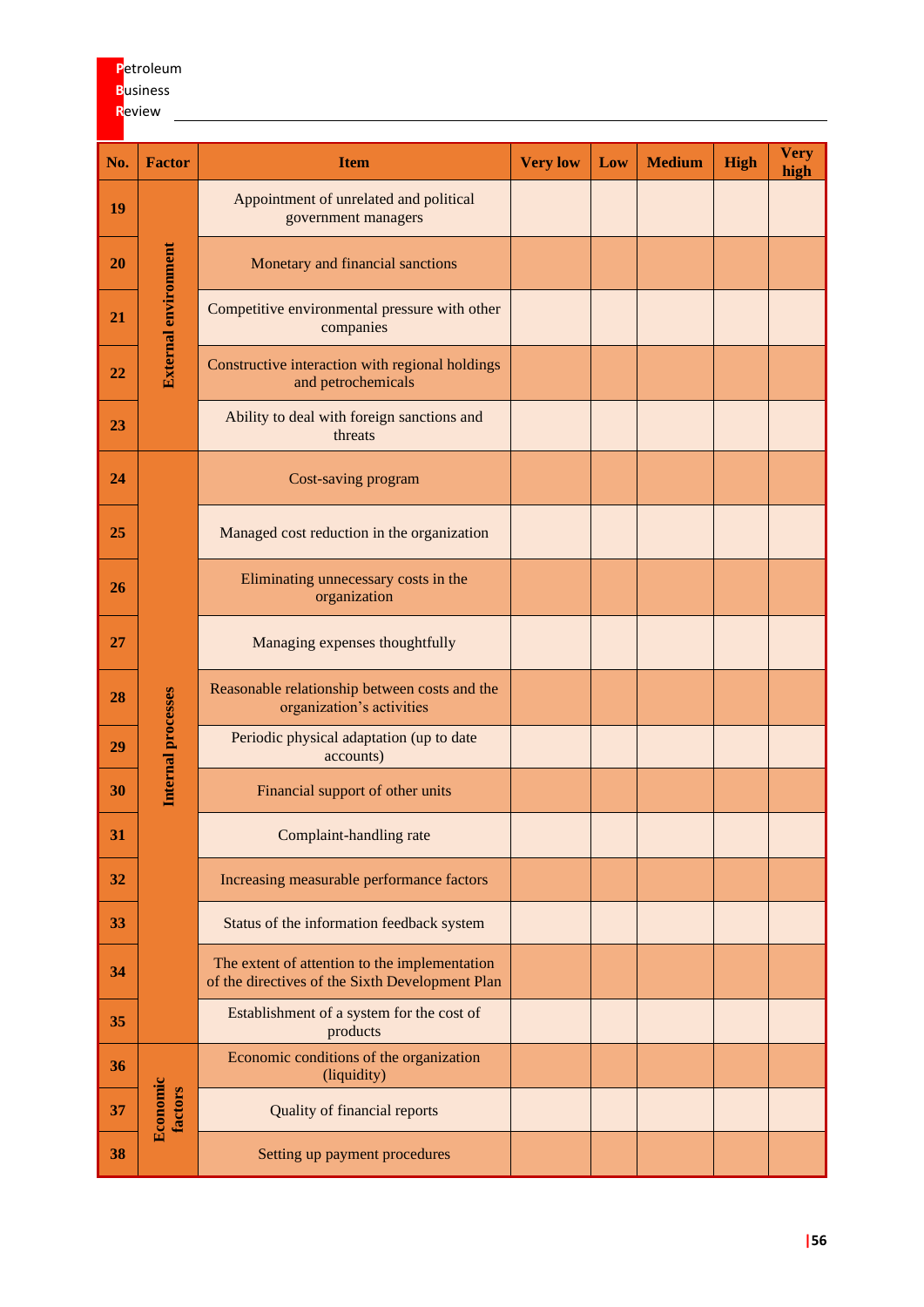| No. | Factor | Item | Very low | Low | Medium | High | Very high |
|---|---|---|---|---|---|---|---|
| 19 | External environment | Appointment of unrelated and political government managers | | | | | |
| 20 | | Monetary and financial sanctions | | | | | |
| 21 | | Competitive environmental pressure with other companies | | | | | |
| 22 | | Constructive interaction with regional holdings and petrochemicals | | | | | |
| 23 | | Ability to deal with foreign sanctions and threats | | | | | |
| 24 | Internal processes | Cost-saving program | | | | | |
| 25 | | Managed cost reduction in the organization | | | | | |
| 26 | | Eliminating unnecessary costs in the organization | | | | | |
| 27 | | Managing expenses thoughtfully | | | | | |
| 28 | | Reasonable relationship between costs and the organization's activities | | | | | |
| 29 | | Periodic physical adaptation (up to date accounts) | | | | | |
| 30 | | Financial support of other units | | | | | |
| 31 | | Complaint-handling rate | | | | | |
| 32 | | Increasing measurable performance factors | | | | | |
| 33 | | Status of the information feedback system | | | | | |
| 34 | | The extent of attention to the implementation of the directives of the Sixth Development Plan | | | | | |
| 35 | | Establishment of a system for the cost of products | | | | | |
| 36 | Economic factors | Economic conditions of the organization (liquidity) | | | | | |
| 37 | | Quality of financial reports | | | | | |
| 38 | | Setting up payment procedures | | | | | |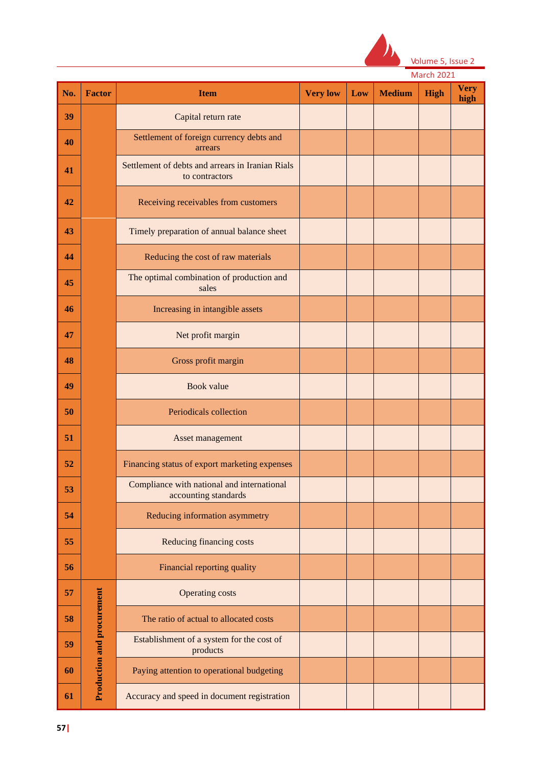| No. | Factor | Item | Very low | Low | Medium | High | Very high |
|---|---|---|---|---|---|---|---|
| 39 | | Capital return rate | | | | | |
| 40 | | Settlement of foreign currency debts and arrears | | | | | |
| 41 | | Settlement of debts and arrears in Iranian Rials to contractors | | | | | |
| 42 | | Receiving receivables from customers | | | | | |
| 43 | | Timely preparation of annual balance sheet | | | | | |
| 44 | | Reducing the cost of raw materials | | | | | |
| 45 | | The optimal combination of production and sales | | | | | |
| 46 | | Increasing in intangible assets | | | | | |
| 47 | | Net profit margin | | | | | |
| 48 | | Gross profit margin | | | | | |
| 49 | | Book value | | | | | |
| 50 | | Periodicals collection | | | | | |
| 51 | | Asset management | | | | | |
| 52 | | Financing status of export marketing expenses | | | | | |
| 53 | | Compliance with national and international accounting standards | | | | | |
| 54 | | Reducing information asymmetry | | | | | |
| 55 | | Reducing financing costs | | | | | |
| 56 | | Financial reporting quality | | | | | |
| 57 | Production and procurement | Operating costs | | | | | |
| 58 | | The ratio of actual to allocated costs | | | | | |
| 59 | | Establishment of a system for the cost of products | | | | | |
| 60 | | Paying attention to operational budgeting | | | | | |
| 61 | | Accuracy and speed in document registration | | | | | |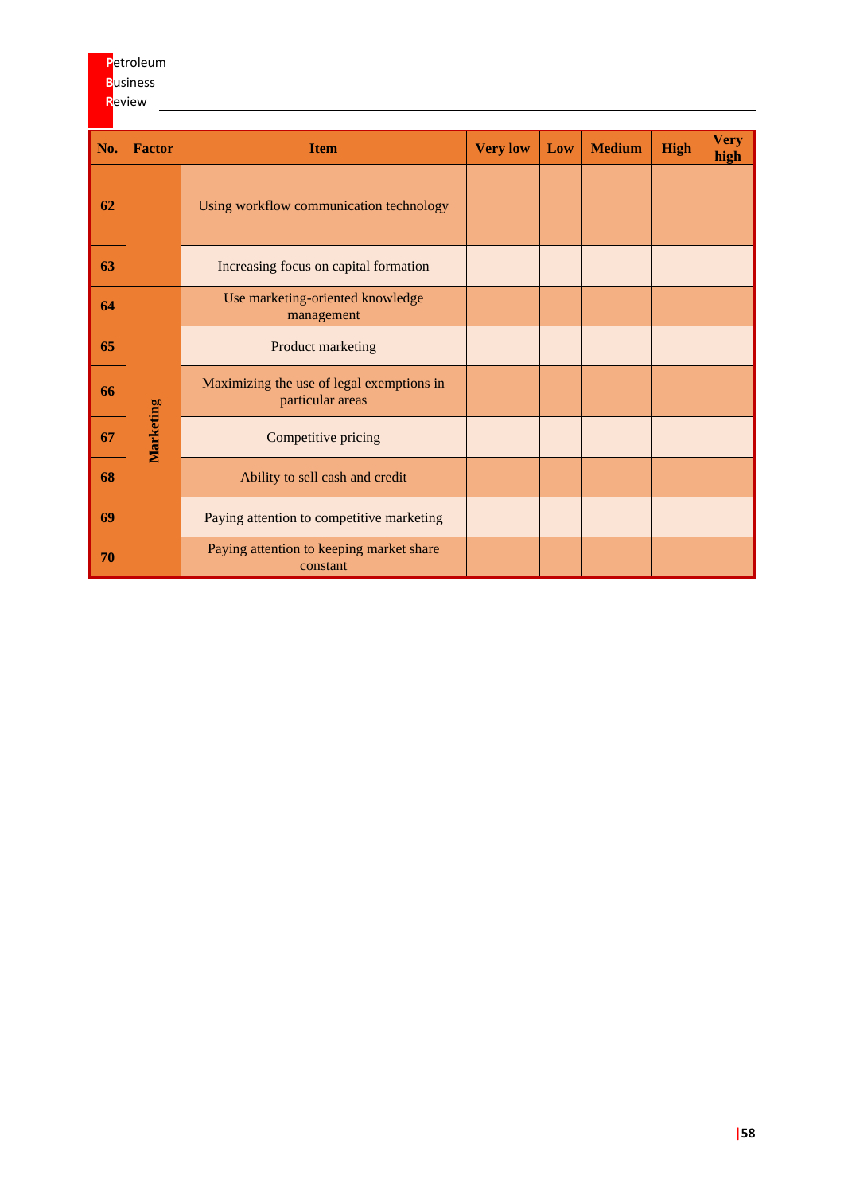| No. | Factor | Item | Very low | Low | Medium | High | Very high |
|---|---|---|---|---|---|---|---|
| 62 | | Using workflow communication technology | | | | | |
| 63 | | Increasing focus on capital formation | | | | | |
| 64 | Marketing | Use marketing-oriented knowledge management | | | | | |
| 65 | | Product marketing | | | | | |
| 66 | | Maximizing the use of legal exemptions in particular areas | | | | | |
| 67 | | Competitive pricing | | | | | |
| 68 | | Ability to sell cash and credit | | | | | |
| 69 | | Paying attention to competitive marketing | | | | | |
| 70 | | Paying attention to keeping market share constant | | | | | |